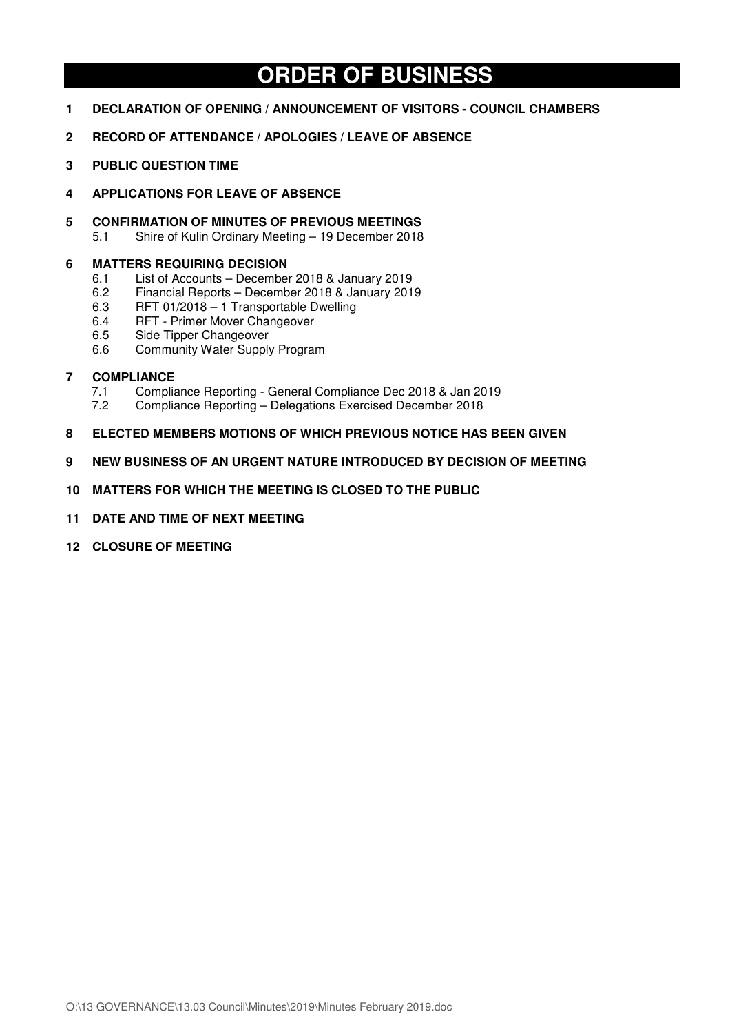# ORDER OF BUSINESS

**1 DECLARATION OF OPENING / ANNOUNCEMENT OF VISITORS - COUNCIL CHAMBERS**

**2 RECORD OF ATTENDANCE / APOLOGIES / LEAVE OF ABSENCE**

**3 PUBLIC QUESTION TIME**

**4 APPLICATIONS FOR LEAVE OF ABSENCE**

**5 CONFIRMATION OF MINUTES OF PREVIOUS MEETINGS**

- 5.1 Shire of Kulin Ordinary Meeting – 19 December 2018

**6 MATTERS REQUIRING DECISION**

- 6.1 List of Accounts – December 2018 & January 2019
- 6.2 Financial Reports – December 2018 & January 2019
- 6.3 RFT 01/2018 – 1 Transportable Dwelling
- 6.4 RFT - Primer Mover Changeover
- 6.5 Side Tipper Changeover
- 6.6 Community Water Supply Program

**7 COMPLIANCE**

- 7.1 Compliance Reporting - General Compliance Dec 2018 & Jan 2019
- 7.2 Compliance Reporting – Delegations Exercised December 2018

**8 ELECTED MEMBERS MOTIONS OF WHICH PREVIOUS NOTICE HAS BEEN GIVEN**

**9 NEW BUSINESS OF AN URGENT NATURE INTRODUCED BY DECISION OF MEETING**

**10 MATTERS FOR WHICH THE MEETING IS CLOSED TO THE PUBLIC**

**11 DATE AND TIME OF NEXT MEETING**

**12 CLOSURE OF MEETING**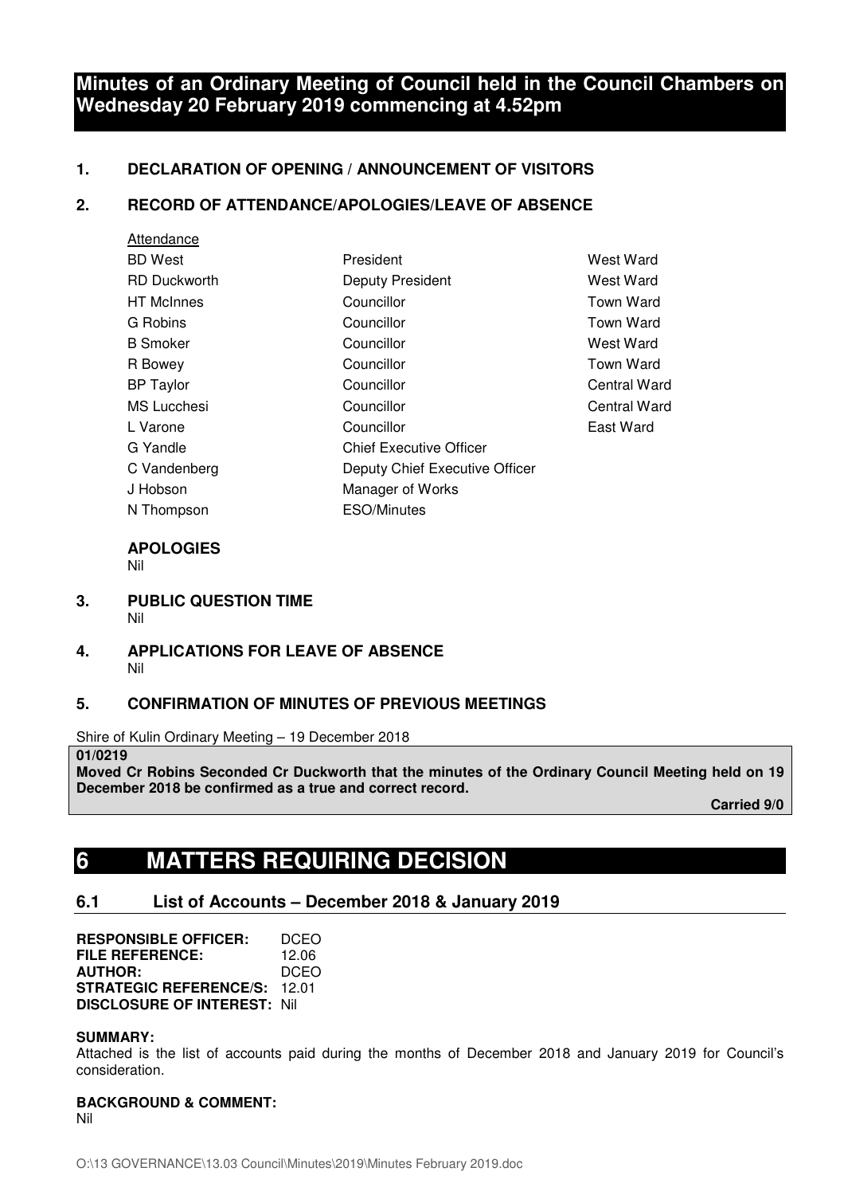# Minutes of an Ordinary Meeting of Council held in the Council Chambers on Wednesday 20 February 2019 commencing at 4.52pm

## 1. DECLARATION OF OPENING / ANNOUNCEMENT OF VISITORS

## 2. RECORD OF ATTENDANCE/APOLOGIES/LEAVE OF ABSENCE

Attendance

| | | |
|---|---|---|
| BD West | President | West Ward |
| RD Duckworth | Deputy President | West Ward |
| HT McInnes | Councillor | Town Ward |
| G Robins | Councillor | Town Ward |
| B Smoker | Councillor | West Ward |
| R Bowey | Councillor | Town Ward |
| BP Taylor | Councillor | Central Ward |
| MS Lucchesi | Councillor | Central Ward |
| L Varone | Councillor | East Ward |
| G Yandle | Chief Executive Officer | |
| C Vandenberg | Deputy Chief Executive Officer | |
| J Hobson | Manager of Works | |
| N Thompson | ESO/Minutes | |

**APOLOGIES**

Nil

## 3. PUBLIC QUESTION TIME

Nil

## 4. APPLICATIONS FOR LEAVE OF ABSENCE

Nil

## 5. CONFIRMATION OF MINUTES OF PREVIOUS MEETINGS

Shire of Kulin Ordinary Meeting – 19 December 2018

**01/0219**

**Moved Cr Robins Seconded Cr Duckworth that the minutes of the Ordinary Council Meeting held on 19 December 2018 be confirmed as a true and correct record.**

**Carried 9/0**

# 6 MATTERS REQUIRING DECISION

## 6.1 List of Accounts – December 2018 & January 2019

**RESPONSIBLE OFFICER:** DCEO
**FILE REFERENCE:** 12.06
**AUTHOR:** DCEO
**STRATEGIC REFERENCE/S:** 12.01
**DISCLOSURE OF INTEREST:** Nil

**SUMMARY:**

Attached is the list of accounts paid during the months of December 2018 and January 2019 for Council's consideration.

**BACKGROUND & COMMENT:**

Nil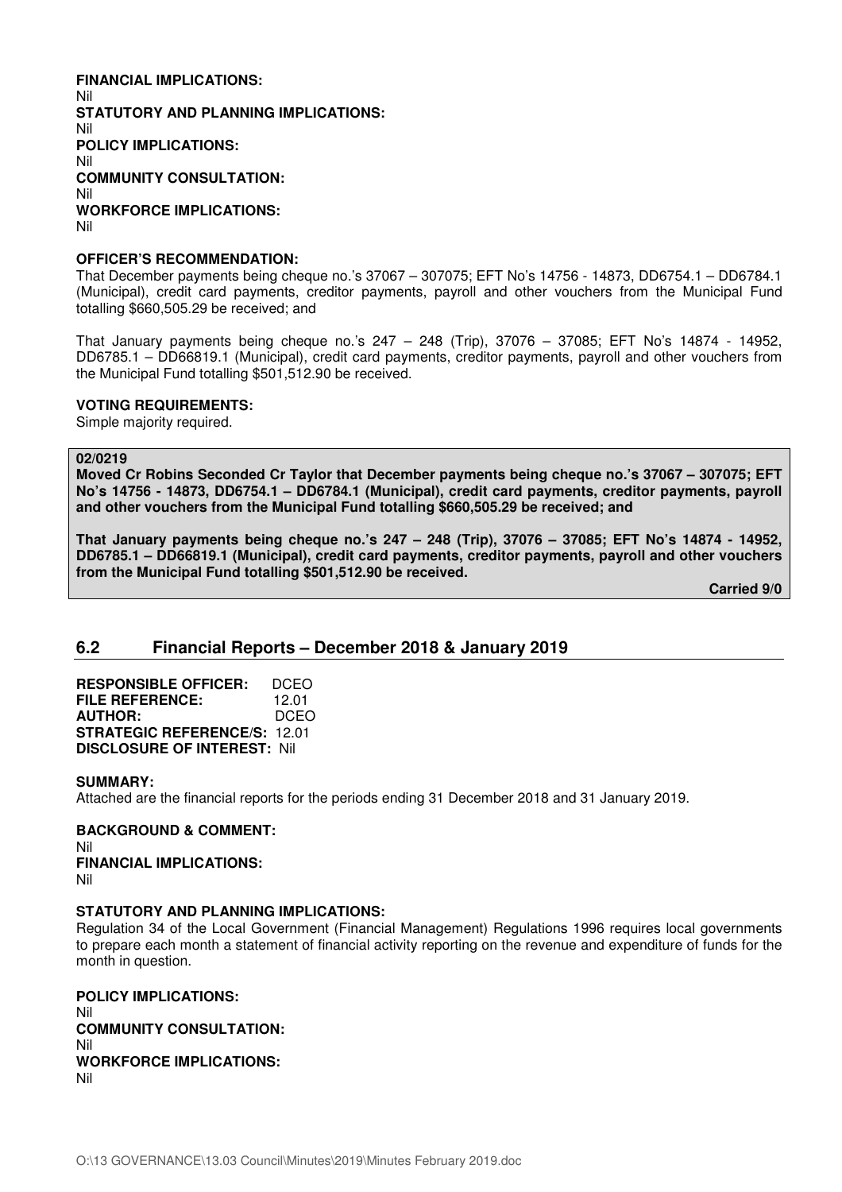**FINANCIAL IMPLICATIONS:**
Nil
**STATUTORY AND PLANNING IMPLICATIONS:**
Nil
**POLICY IMPLICATIONS:**
Nil
**COMMUNITY CONSULTATION:**
Nil
**WORKFORCE IMPLICATIONS:**
Nil

**OFFICER'S RECOMMENDATION:**
That December payments being cheque no.'s 37067 – 307075; EFT No's 14756 - 14873, DD6754.1 – DD6784.1 (Municipal), credit card payments, creditor payments, payroll and other vouchers from the Municipal Fund totalling $660,505.29 be received; and

That January payments being cheque no.'s 247 – 248 (Trip), 37076 – 37085; EFT No's 14874 - 14952, DD6785.1 – DD66819.1 (Municipal), credit card payments, creditor payments, payroll and other vouchers from the Municipal Fund totalling $501,512.90 be received.

**VOTING REQUIREMENTS:**
Simple majority required.

**02/0219**
**Moved Cr Robins Seconded Cr Taylor that December payments being cheque no.'s 37067 – 307075; EFT No's 14756 - 14873, DD6754.1 – DD6784.1 (Municipal), credit card payments, creditor payments, payroll and other vouchers from the Municipal Fund totalling $660,505.29 be received; and**

**That January payments being cheque no.'s 247 – 248 (Trip), 37076 – 37085; EFT No's 14874 - 14952, DD6785.1 – DD66819.1 (Municipal), credit card payments, creditor payments, payroll and other vouchers from the Municipal Fund totalling $501,512.90 be received.**

**Carried 9/0**

## 6.2 Financial Reports – December 2018 & January 2019

**RESPONSIBLE OFFICER:** DCEO
**FILE REFERENCE:** 12.01
**AUTHOR:** DCEO
**STRATEGIC REFERENCE/S:** 12.01
**DISCLOSURE OF INTEREST:** Nil

**SUMMARY:**
Attached are the financial reports for the periods ending 31 December 2018 and 31 January 2019.

**BACKGROUND & COMMENT:**
Nil
**FINANCIAL IMPLICATIONS:**
Nil

**STATUTORY AND PLANNING IMPLICATIONS:**
Regulation 34 of the Local Government (Financial Management) Regulations 1996 requires local governments to prepare each month a statement of financial activity reporting on the revenue and expenditure of funds for the month in question.

**POLICY IMPLICATIONS:**
Nil
**COMMUNITY CONSULTATION:**
Nil
**WORKFORCE IMPLICATIONS:**
Nil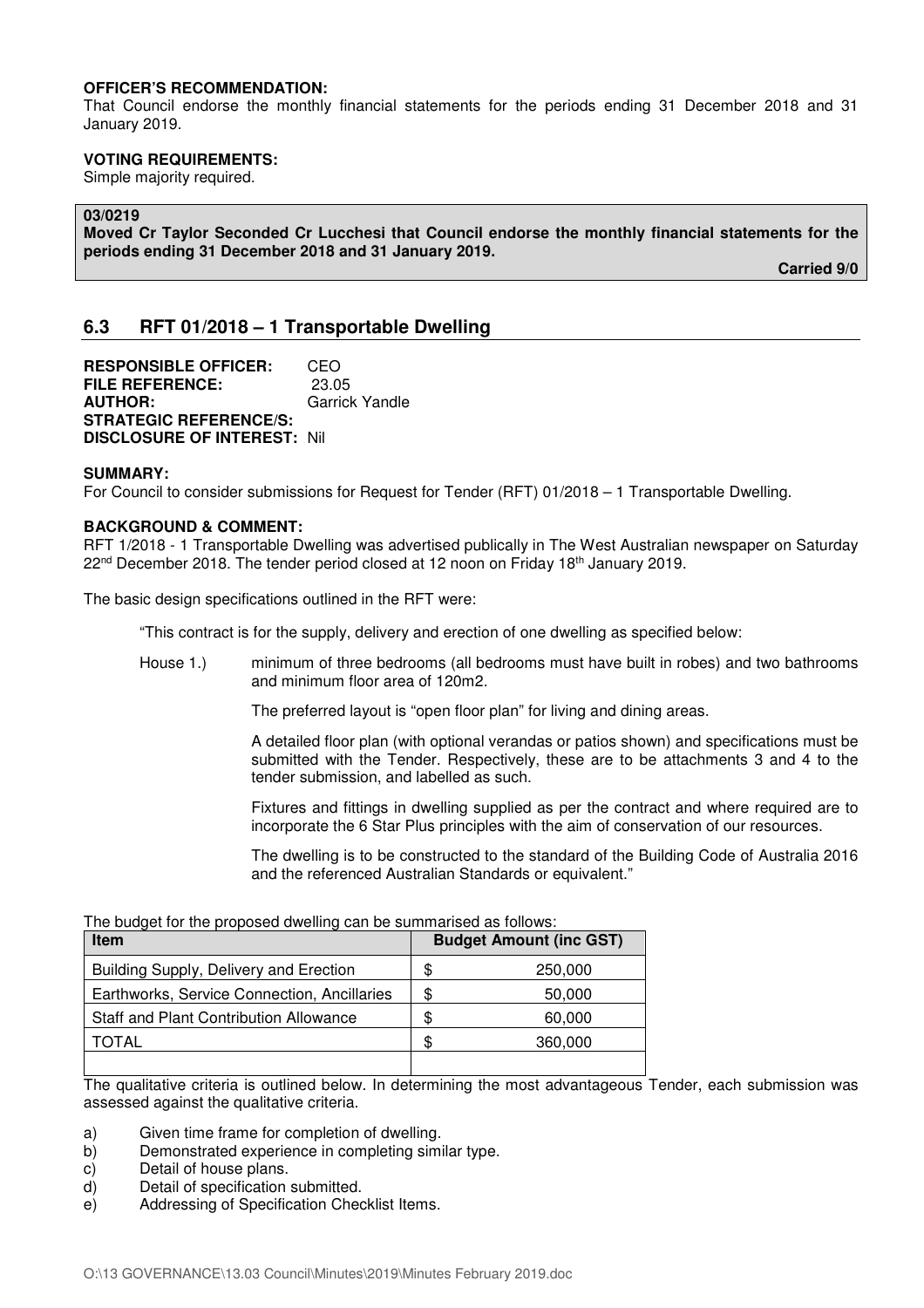**OFFICER'S RECOMMENDATION:**
That Council endorse the monthly financial statements for the periods ending 31 December 2018 and 31 January 2019.

**VOTING REQUIREMENTS:**
Simple majority required.

**03/0219**
**Moved Cr Taylor Seconded Cr Lucchesi that Council endorse the monthly financial statements for the periods ending 31 December 2018 and 31 January 2019.**

**Carried 9/0**

## 6.3 RFT 01/2018 – 1 Transportable Dwelling

**RESPONSIBLE OFFICER:** CEO
**FILE REFERENCE:** 23.05
**AUTHOR:** Garrick Yandle
**STRATEGIC REFERENCE/S:**
**DISCLOSURE OF INTEREST:** Nil

**SUMMARY:**
For Council to consider submissions for Request for Tender (RFT) 01/2018 – 1 Transportable Dwelling.

**BACKGROUND & COMMENT:**
RFT 1/2018 - 1 Transportable Dwelling was advertised publically in The West Australian newspaper on Saturday 22nd December 2018. The tender period closed at 12 noon on Friday 18th January 2019.

The basic design specifications outlined in the RFT were:

"This contract is for the supply, delivery and erection of one dwelling as specified below:

House 1.) minimum of three bedrooms (all bedrooms must have built in robes) and two bathrooms and minimum floor area of 120m2.

The preferred layout is "open floor plan" for living and dining areas.

A detailed floor plan (with optional verandas or patios shown) and specifications must be submitted with the Tender. Respectively, these are to be attachments 3 and 4 to the tender submission, and labelled as such.

Fixtures and fittings in dwelling supplied as per the contract and where required are to incorporate the 6 Star Plus principles with the aim of conservation of our resources.

The dwelling is to be constructed to the standard of the Building Code of Australia 2016 and the referenced Australian Standards or equivalent."

The budget for the proposed dwelling can be summarised as follows:

| Item | Budget Amount (inc GST) |
|---|---|
| Building Supply, Delivery and Erection | $ 250,000 |
| Earthworks, Service Connection, Ancillaries | $ 50,000 |
| Staff and Plant Contribution Allowance | $ 60,000 |
| TOTAL | $ 360,000 |
| | |

The qualitative criteria is outlined below. In determining the most advantageous Tender, each submission was assessed against the qualitative criteria.

a) Given time frame for completion of dwelling.
b) Demonstrated experience in completing similar type.
c) Detail of house plans.
d) Detail of specification submitted.
e) Addressing of Specification Checklist Items.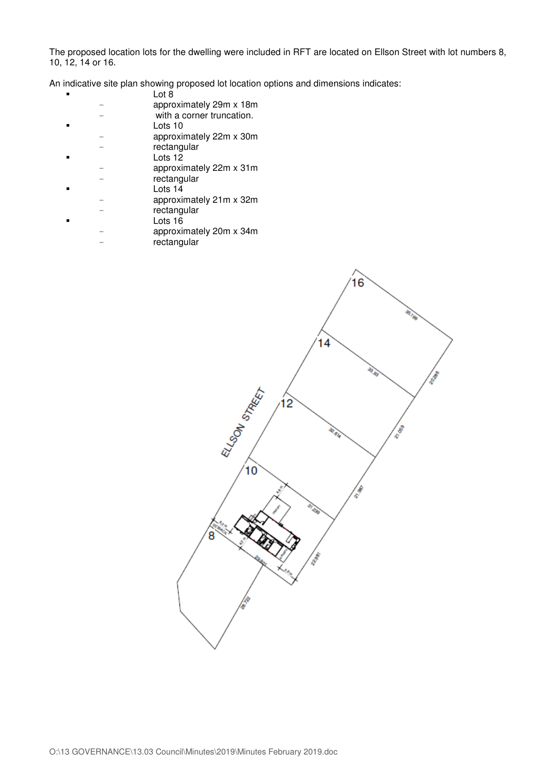The proposed location lots for the dwelling were included in RFT are located on Ellson Street with lot numbers 8, 10, 12, 14 or 16.

An indicative site plan showing proposed lot location options and dimensions indicates:

- Lot 8
  - approximately 29m x 18m
  - with a corner truncation.
- Lots 10
  - approximately 22m x 30m
  - rectangular
- Lots 12
  - approximately 22m x 31m
  - rectangular
- Lots 14
  - approximately 21m x 32m
  - rectangular
- Lots 16
  - approximately 20m x 34m
  - rectangular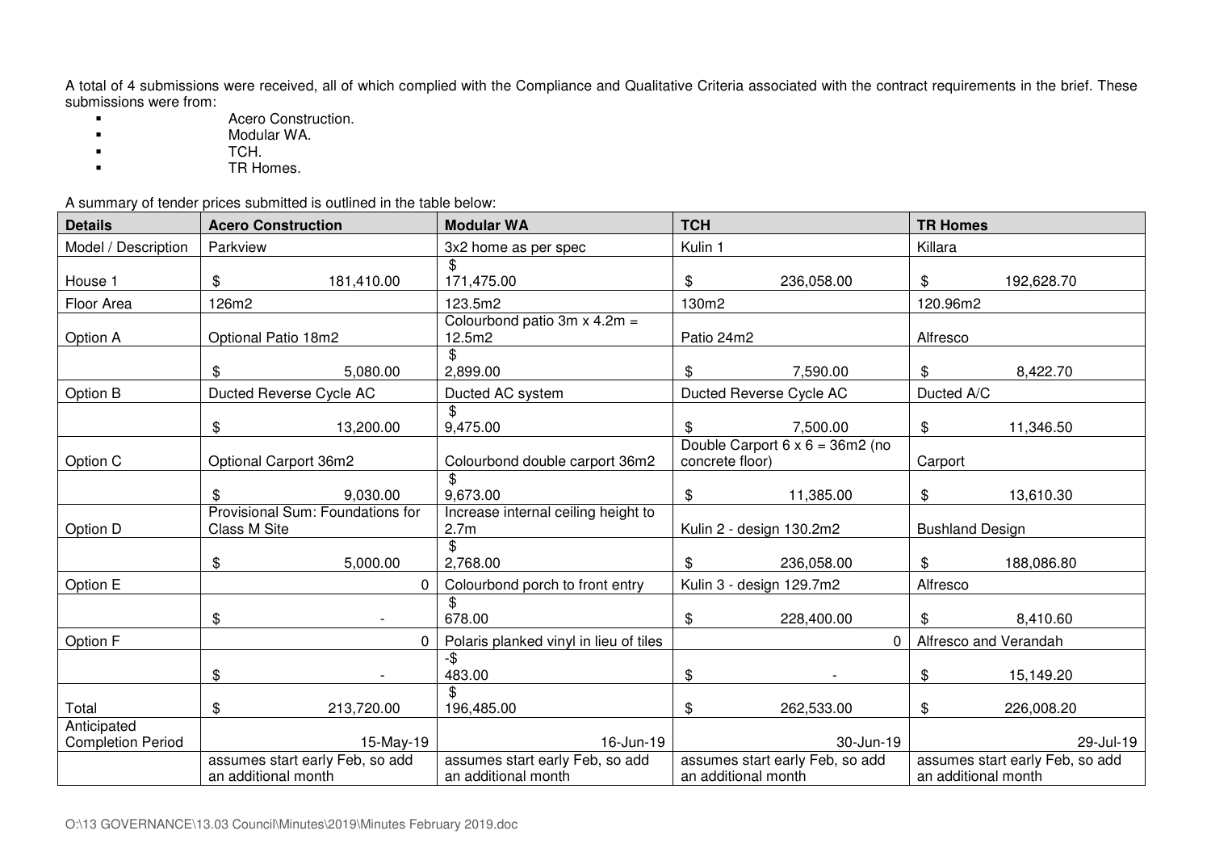A total of 4 submissions were received, all of which complied with the Compliance and Qualitative Criteria associated with the contract requirements in the brief. These submissions were from:

- Acero Construction.
- Modular WA.
- TCH.
- TR Homes.

A summary of tender prices submitted is outlined in the table below:

| Details | Acero Construction | Modular WA | TCH | TR Homes |
|---|---|---|---|---|
| Model / Description | Parkview | 3x2 home as per spec | Kulin 1 | Killara |
| House 1 | $ 181,410.00 | $ 171,475.00 | $ 236,058.00 | $ 192,628.70 |
| Floor Area | 126m2 | 123.5m2 | 130m2 | 120.96m2 |
| Option A | Optional Patio 18m2 | Colourbond patio 3m x 4.2m = 12.5m2 | Patio 24m2 | Alfresco |
| | $ 5,080.00 | $ 2,899.00 | $ 7,590.00 | $ 8,422.70 |
| Option B | Ducted Reverse Cycle AC | Ducted AC system | Ducted Reverse Cycle AC | Ducted A/C |
| | $ 13,200.00 | $ 9,475.00 | $ 7,500.00 | $ 11,346.50 |
| Option C | Optional Carport 36m2 | Colourbond double carport 36m2 | Double Carport 6 x 6 = 36m2 (no concrete floor) | Carport |
| | $ 9,030.00 | $ 9,673.00 | $ 11,385.00 | $ 13,610.30 |
| Option D | Provisional Sum: Foundations for Class M Site | Increase internal ceiling height to 2.7m | Kulin 2 - design 130.2m2 | Bushland Design |
| | $ 5,000.00 | $ 2,768.00 | $ 236,058.00 | $ 188,086.80 |
| Option E | 0 | Colourbond porch to front entry | Kulin 3 - design 129.7m2 | Alfresco |
| | $ - | $ 678.00 | $ 228,400.00 | $ 8,410.60 |
| Option F | 0 | Polaris planked vinyl in lieu of tiles | 0 | Alfresco and Verandah |
| | $ - | -$ 483.00 | $ - | $ 15,149.20 |
| Total | $ 213,720.00 | $ 196,485.00 | $ 262,533.00 | $ 226,008.20 |
| Anticipated Completion Period | 15-May-19 | 16-Jun-19 | 30-Jun-19 | 29-Jul-19 |
| | assumes start early Feb, so add an additional month | assumes start early Feb, so add an additional month | assumes start early Feb, so add an additional month | assumes start early Feb, so add an additional month |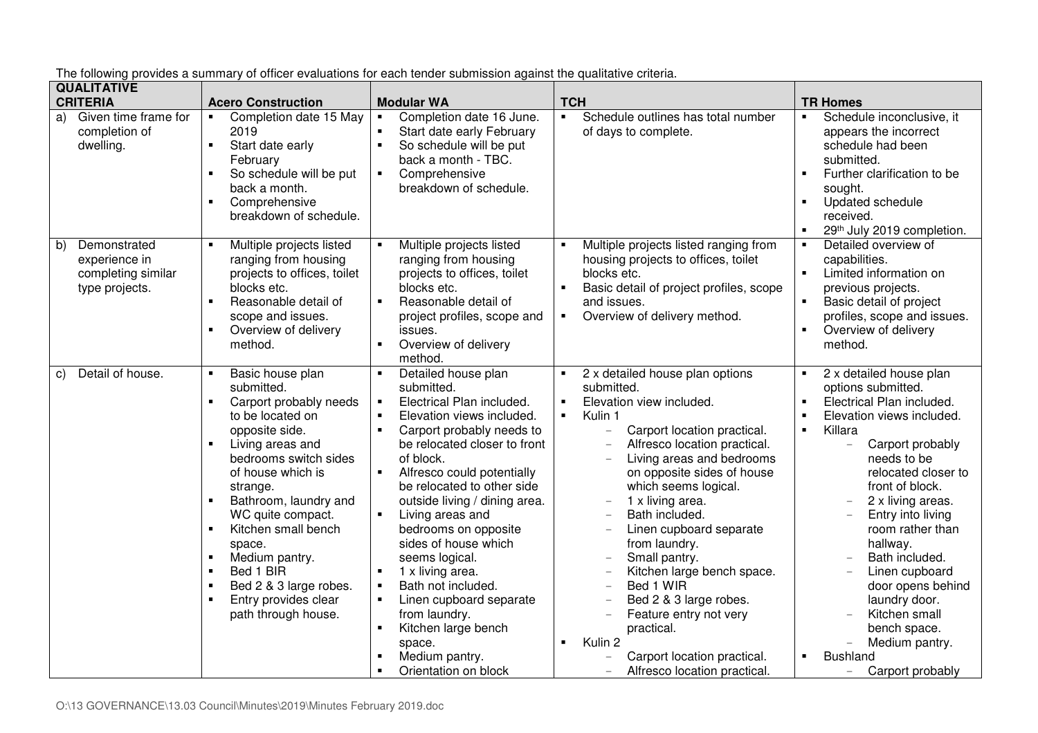The following provides a summary of officer evaluations for each tender submission against the qualitative criteria.

| QUALITATIVE CRITERIA | Acero Construction | Modular WA | TCH | TR Homes |
|---|---|---|---|---|
| a) Given time frame for completion of dwelling. | ▪ Completion date 15 May 2019<br>▪ Start date early February<br>▪ So schedule will be put back a month.<br>▪ Comprehensive breakdown of schedule. | ▪ Completion date 16 June.<br>▪ Start date early February<br>▪ So schedule will be put back a month - TBC.<br>▪ Comprehensive breakdown of schedule. | ▪ Schedule outlines has total number of days to complete. | ▪ Schedule inconclusive, it appears the incorrect schedule had been submitted.<br>▪ Further clarification to be sought.<br>▪ Updated schedule received.<br>▪ 29th July 2019 completion. |
| b) Demonstrated experience in completing similar type projects. | ▪ Multiple projects listed ranging from housing projects to offices, toilet blocks etc.<br>▪ Reasonable detail of scope and issues.<br>▪ Overview of delivery method. | ▪ Multiple projects listed ranging from housing projects to offices, toilet blocks etc.<br>▪ Reasonable detail of project profiles, scope and issues.<br>▪ Overview of delivery method. | ▪ Multiple projects listed ranging from housing projects to offices, toilet blocks etc.<br>▪ Basic detail of project profiles, scope and issues.<br>▪ Overview of delivery method. | ▪ Detailed overview of capabilities.<br>▪ Limited information on previous projects.<br>▪ Basic detail of project profiles, scope and issues.<br>▪ Overview of delivery method. |
| c) Detail of house. | ▪ Basic house plan submitted.<br>▪ Carport probably needs to be located on opposite side.<br>▪ Living areas and bedrooms switch sides of house which is strange.<br>▪ Bathroom, laundry and WC quite compact.<br>▪ Kitchen small bench space.<br>▪ Medium pantry.<br>▪ Bed 1 BIR<br>▪ Bed 2 & 3 large robes.<br>▪ Entry provides clear path through house. | ▪ Detailed house plan submitted.<br>▪ Electrical Plan included.<br>▪ Elevation views included.<br>▪ Carport probably needs to be relocated closer to front of block.<br>▪ Alfresco could potentially be relocated to other side outside living / dining area.<br>▪ Living areas and bedrooms on opposite sides of house which seems logical.<br>▪ 1 x living area.<br>▪ Bath not included.<br>▪ Linen cupboard separate from laundry.<br>▪ Kitchen large bench space.<br>▪ Medium pantry.<br>▪ Orientation on block | ▪ 2 x detailed house plan options submitted.<br>▪ Elevation view included.<br>▪ Kulin 1<br>– Carport location practical.<br>– Alfresco location practical.<br>– Living areas and bedrooms on opposite sides of house which seems logical.<br>– 1 x living area.<br>– Bath included.<br>– Linen cupboard separate from laundry.<br>– Small pantry.<br>– Kitchen large bench space.<br>– Bed 1 WIR<br>– Bed 2 & 3 large robes.<br>– Feature entry not very practical.<br>▪ Kulin 2<br>– Carport location practical.<br>– Alfresco location practical. | ▪ 2 x detailed house plan options submitted.<br>▪ Electrical Plan included.<br>▪ Elevation views included.<br>▪ Killara<br>– Carport probably needs to be relocated closer to front of block.<br>– 2 x living areas.<br>– Entry into living room rather than hallway.<br>– Bath included.<br>– Linen cupboard door opens behind laundry door.<br>– Kitchen small bench space.<br>– Medium pantry.<br>▪ Bushland<br>– Carport probably |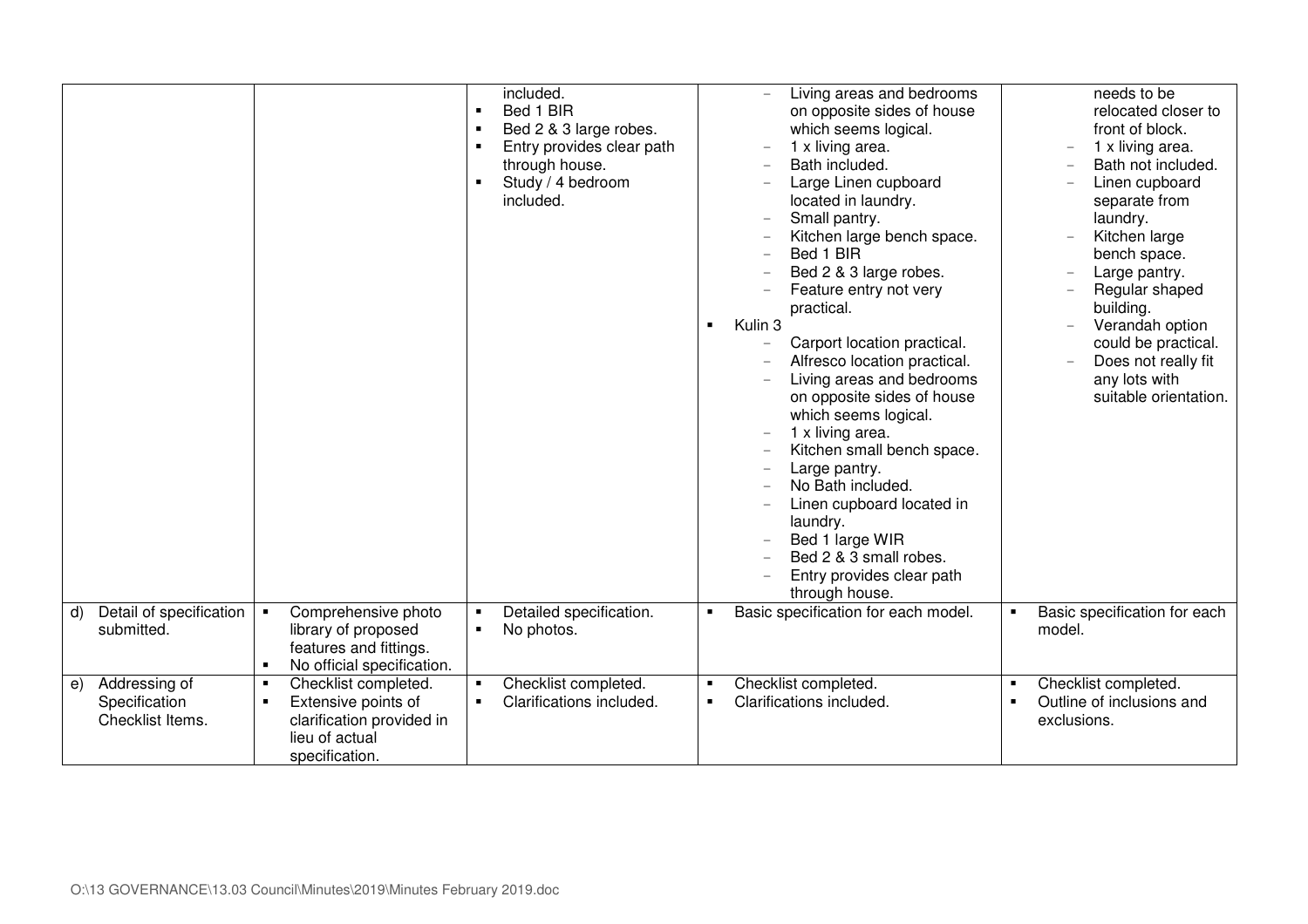| | | | | |
|---|---|---|---|---|
| | | included.<br>▪ Bed 1 BIR<br>▪ Bed 2 & 3 large robes.<br>▪ Entry provides clear path through house.<br>▪ Study / 4 bedroom included. | − Living areas and bedrooms on opposite sides of house which seems logical.<br>− 1 x living area.<br>− Bath included.<br>− Large Linen cupboard located in laundry.<br>− Small pantry.<br>− Kitchen large bench space.<br>− Bed 1 BIR<br>− Bed 2 & 3 large robes.<br>− Feature entry not very practical.<br>▪ Kulin 3<br>− Carport location practical.<br>− Alfresco location practical.<br>− Living areas and bedrooms on opposite sides of house which seems logical.<br>− 1 x living area.<br>− Kitchen small bench space.<br>− Large pantry.<br>− No Bath included.<br>− Linen cupboard located in laundry.<br>− Bed 1 large WIR<br>− Bed 2 & 3 small robes.<br>− Entry provides clear path through house. | needs to be relocated closer to front of block.<br>− 1 x living area.<br>− Bath not included.<br>− Linen cupboard separate from laundry.<br>− Kitchen large bench space.<br>− Large pantry.<br>− Regular shaped building.<br>− Verandah option could be practical.<br>− Does not really fit any lots with suitable orientation. |
| d) Detail of specification submitted. | ▪ Comprehensive photo library of proposed features and fittings.<br>▪ No official specification. | ▪ Detailed specification.<br>▪ No photos. | ▪ Basic specification for each model. | ▪ Basic specification for each model. |
| e) Addressing of Specification Checklist Items. | ▪ Checklist completed.<br>▪ Extensive points of clarification provided in lieu of actual specification. | ▪ Checklist completed.<br>▪ Clarifications included. | ▪ Checklist completed.<br>▪ Clarifications included. | ▪ Checklist completed.<br>▪ Outline of inclusions and exclusions. |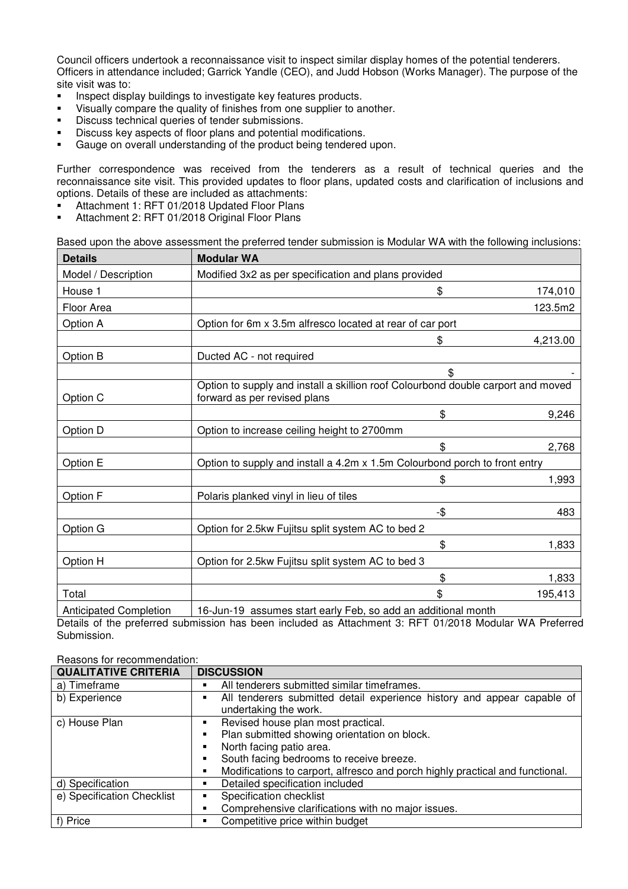Council officers undertook a reconnaissance visit to inspect similar display homes of the potential tenderers. Officers in attendance included; Garrick Yandle (CEO), and Judd Hobson (Works Manager). The purpose of the site visit was to:

- Inspect display buildings to investigate key features products.
- Visually compare the quality of finishes from one supplier to another.
- Discuss technical queries of tender submissions.
- Discuss key aspects of floor plans and potential modifications.
- Gauge on overall understanding of the product being tendered upon.

Further correspondence was received from the tenderers as a result of technical queries and the reconnaissance site visit. This provided updates to floor plans, updated costs and clarification of inclusions and options. Details of these are included as attachments:

- Attachment 1: RFT 01/2018 Updated Floor Plans
- Attachment 2: RFT 01/2018 Original Floor Plans

Based upon the above assessment the preferred tender submission is Modular WA with the following inclusions:

| Details | Modular WA | |
|---|---|---|
| Model / Description | Modified 3x2 as per specification and plans provided | |
| House 1 | $ | 174,010 |
| Floor Area | | 123.5m2 |
| Option A | Option for 6m x 3.5m alfresco located at rear of car port | |
| | $ | 4,213.00 |
| Option B | Ducted AC - not required | |
| | $ | - |
| Option C | Option to supply and install a skillion roof Colourbond double carport and moved forward as per revised plans | |
| | $ | 9,246 |
| Option D | Option to increase ceiling height to 2700mm | |
| | $ | 2,768 |
| Option E | Option to supply and install a 4.2m x 1.5m Colourbond porch to front entry | |
| | $ | 1,993 |
| Option F | Polaris planked vinyl in lieu of tiles | |
| | -$ | 483 |
| Option G | Option for 2.5kw Fujitsu split system AC to bed 2 | |
| | $ | 1,833 |
| Option H | Option for 2.5kw Fujitsu split system AC to bed 3 | |
| | $ | 1,833 |
| Total | $ | 195,413 |
| Anticipated Completion | 16-Jun-19 assumes start early Feb, so add an additional month | |

Details of the preferred submission has been included as Attachment 3: RFT 01/2018 Modular WA Preferred Submission.

Reasons for recommendation:

| QUALITATIVE CRITERIA | DISCUSSION |
|---|---|
| a) Timeframe | ▪ All tenderers submitted similar timeframes. |
| b) Experience | ▪ All tenderers submitted detail experience history and appear capable of undertaking the work. |
| c) House Plan | ▪ Revised house plan most practical.<br>▪ Plan submitted showing orientation on block.<br>▪ North facing patio area.<br>▪ South facing bedrooms to receive breeze.<br>▪ Modifications to carport, alfresco and porch highly practical and functional. |
| d) Specification | ▪ Detailed specification included |
| e) Specification Checklist | ▪ Specification checklist<br>▪ Comprehensive clarifications with no major issues. |
| f) Price | ▪ Competitive price within budget |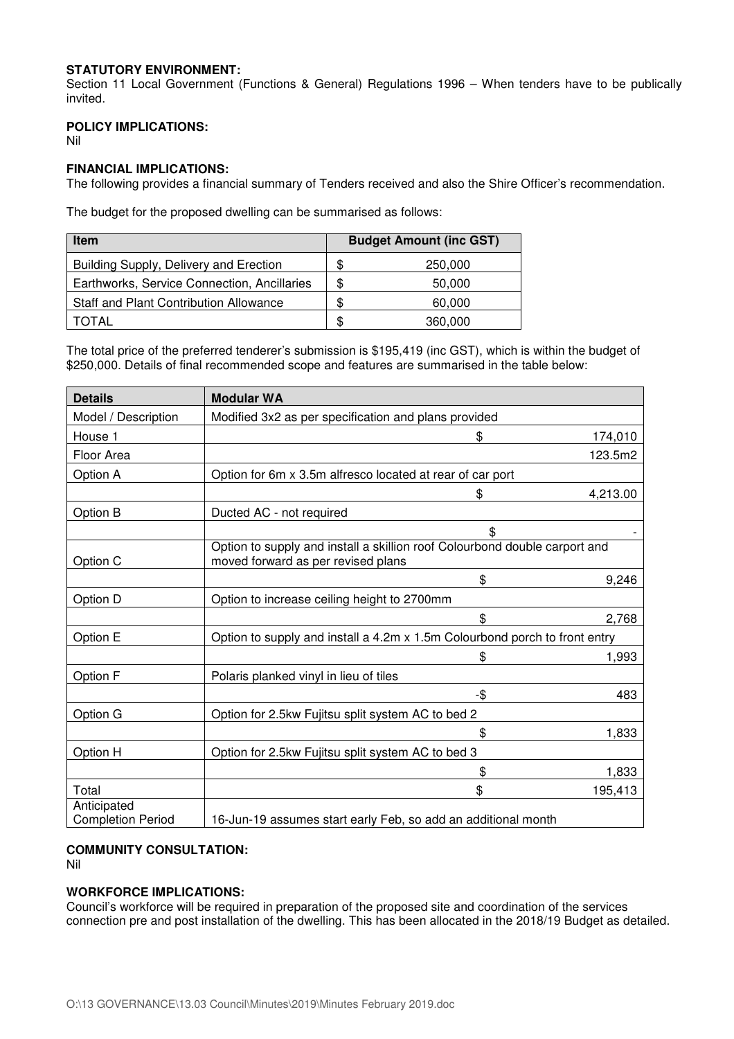**STATUTORY ENVIRONMENT:**
Section 11 Local Government (Functions & General) Regulations 1996 – When tenders have to be publically invited.

**POLICY IMPLICATIONS:**
Nil

**FINANCIAL IMPLICATIONS:**
The following provides a financial summary of Tenders received and also the Shire Officer's recommendation.

The budget for the proposed dwelling can be summarised as follows:

| Item | Budget Amount (inc GST) |
|---|---|
| Building Supply, Delivery and Erection | $ 250,000 |
| Earthworks, Service Connection, Ancillaries | $ 50,000 |
| Staff and Plant Contribution Allowance | $ 60,000 |
| TOTAL | $ 360,000 |

The total price of the preferred tenderer's submission is $195,419 (inc GST), which is within the budget of $250,000. Details of final recommended scope and features are summarised in the table below:

| Details | Modular WA |
|---|---|
| Model / Description | Modified 3x2 as per specification and plans provided |
| House 1 | $ 174,010 |
| Floor Area | 123.5m2 |
| Option A | Option for 6m x 3.5m alfresco located at rear of car port |
| | $ 4,213.00 |
| Option B | Ducted AC - not required |
| | $ - |
| Option C | Option to supply and install a skillion roof Colourbond double carport and moved forward as per revised plans |
| | $ 9,246 |
| Option D | Option to increase ceiling height to 2700mm |
| | $ 2,768 |
| Option E | Option to supply and install a 4.2m x 1.5m Colourbond porch to front entry |
| | $ 1,993 |
| Option F | Polaris planked vinyl in lieu of tiles |
| | -$ 483 |
| Option G | Option for 2.5kw Fujitsu split system AC to bed 2 |
| | $ 1,833 |
| Option H | Option for 2.5kw Fujitsu split system AC to bed 3 |
| | $ 1,833 |
| Total | $ 195,413 |
| Anticipated Completion Period | 16-Jun-19 assumes start early Feb, so add an additional month |

**COMMUNITY CONSULTATION:**
Nil

**WORKFORCE IMPLICATIONS:**
Council's workforce will be required in preparation of the proposed site and coordination of the services connection pre and post installation of the dwelling. This has been allocated in the 2018/19 Budget as detailed.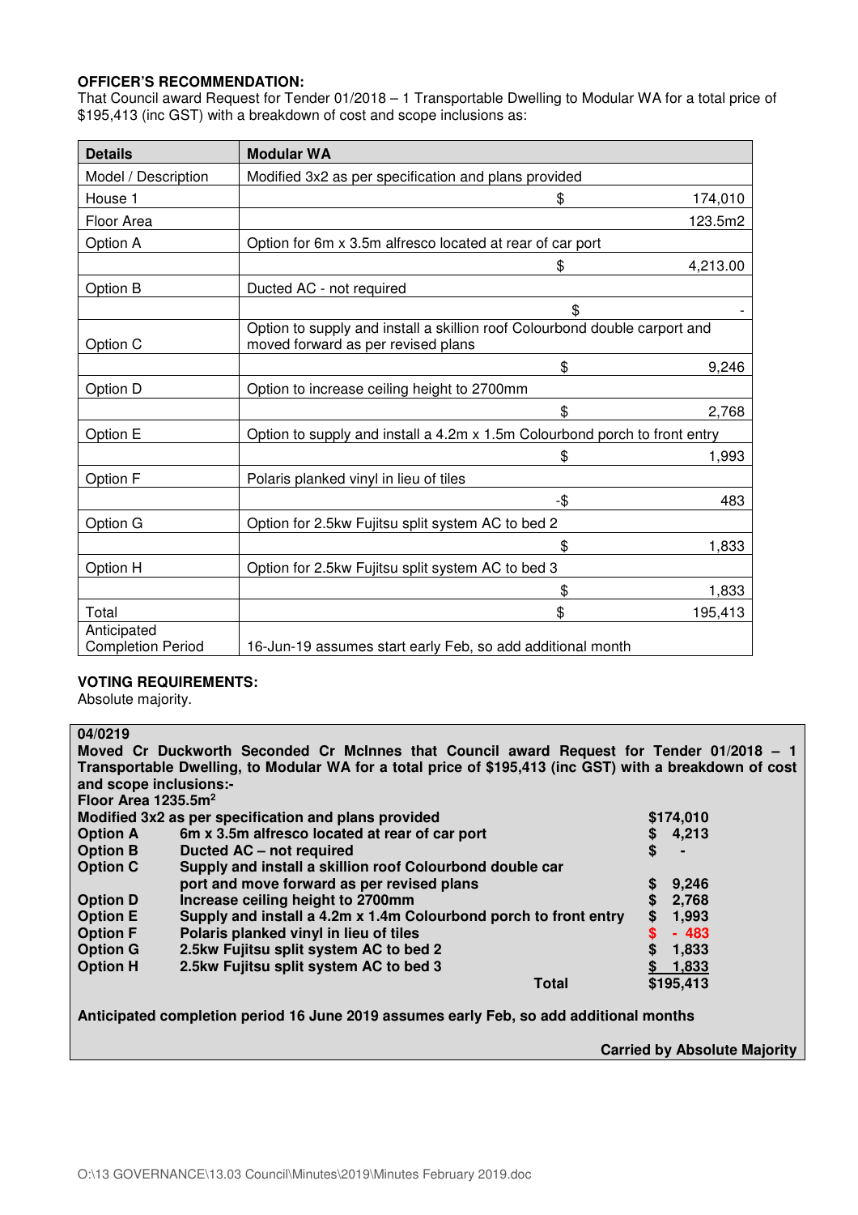**OFFICER'S RECOMMENDATION:**
That Council award Request for Tender 01/2018 – 1 Transportable Dwelling to Modular WA for a total price of $195,413 (inc GST) with a breakdown of cost and scope inclusions as:

| Details | Modular WA | |
|---|---|---|
| Model / Description | Modified 3x2 as per specification and plans provided | |
| House 1 | $ | 174,010 |
| Floor Area | | 123.5m2 |
| Option A | Option for 6m x 3.5m alfresco located at rear of car port | |
| | $ | 4,213.00 |
| Option B | Ducted AC - not required | |
| | $ | - |
| Option C | Option to supply and install a skillion roof Colourbond double carport and moved forward as per revised plans | |
| | $ | 9,246 |
| Option D | Option to increase ceiling height to 2700mm | |
| | $ | 2,768 |
| Option E | Option to supply and install a 4.2m x 1.5m Colourbond porch to front entry | |
| | $ | 1,993 |
| Option F | Polaris planked vinyl in lieu of tiles | |
| | -$ | 483 |
| Option G | Option for 2.5kw Fujitsu split system AC to bed 2 | |
| | $ | 1,833 |
| Option H | Option for 2.5kw Fujitsu split system AC to bed 3 | |
| | $ | 1,833 |
| Total | $ | 195,413 |
| Anticipated Completion Period | 16-Jun-19 assumes start early Feb, so add additional month | |

**VOTING REQUIREMENTS:**
Absolute majority.

**04/0219**
**Moved Cr Duckworth Seconded Cr McInnes that Council award Request for Tender 01/2018 – 1 Transportable Dwelling, to Modular WA for a total price of $195,413 (inc GST) with a breakdown of cost and scope inclusions:-**
**Floor Area 1235.5m²**

| | | |
|---|---|---|
| **Modified 3x2 as per specification and plans provided** | | **$174,010** |
| **Option A** | **6m x 3.5m alfresco located at rear of car port** | **$ 4,213** |
| **Option B** | **Ducted AC – not required** | **$ -** |
| **Option C** | **Supply and install a skillion roof Colourbond double car port and move forward as per revised plans** | **$ 9,246** |
| **Option D** | **Increase ceiling height to 2700mm** | **$ 2,768** |
| **Option E** | **Supply and install a 4.2m x 1.4m Colourbond porch to front entry** | **$ 1,993** |
| **Option F** | **Polaris planked vinyl in lieu of tiles** | **$ - 483** |
| **Option G** | **2.5kw Fujitsu split system AC to bed 2** | **$ 1,833** |
| **Option H** | **2.5kw Fujitsu split system AC to bed 3** | **$ 1,833** |
| | **Total** | **$195,413** |

**Anticipated completion period 16 June 2019 assumes early Feb, so add additional months**

**Carried by Absolute Majority**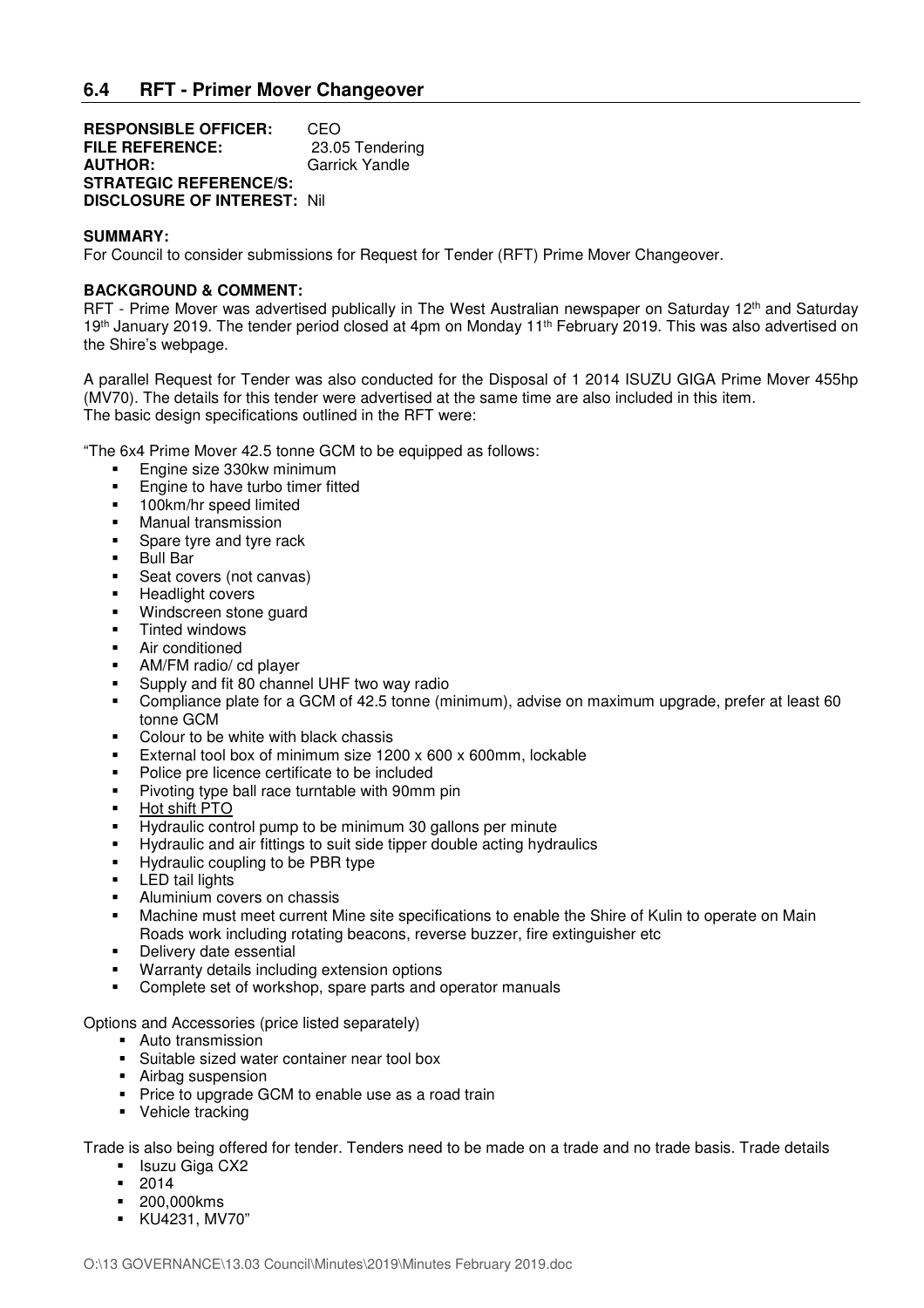## 6.4 RFT - Primer Mover Changeover

**RESPONSIBLE OFFICER:** CEO
**FILE REFERENCE:** 23.05 Tendering
**AUTHOR:** Garrick Yandle
**STRATEGIC REFERENCE/S:**
**DISCLOSURE OF INTEREST:** Nil

**SUMMARY:**
For Council to consider submissions for Request for Tender (RFT) Prime Mover Changeover.

**BACKGROUND & COMMENT:**
RFT - Prime Mover was advertised publically in The West Australian newspaper on Saturday 12th and Saturday 19th January 2019. The tender period closed at 4pm on Monday 11th February 2019. This was also advertised on the Shire's webpage.

A parallel Request for Tender was also conducted for the Disposal of 1 2014 ISUZU GIGA Prime Mover 455hp (MV70). The details for this tender were advertised at the same time are also included in this item.
The basic design specifications outlined in the RFT were:

"The 6x4 Prime Mover 42.5 tonne GCM to be equipped as follows:

- Engine size 330kw minimum
- Engine to have turbo timer fitted
- 100km/hr speed limited
- Manual transmission
- Spare tyre and tyre rack
- Bull Bar
- Seat covers (not canvas)
- Headlight covers
- Windscreen stone guard
- Tinted windows
- Air conditioned
- AM/FM radio/ cd player
- Supply and fit 80 channel UHF two way radio
- Compliance plate for a GCM of 42.5 tonne (minimum), advise on maximum upgrade, prefer at least 60 tonne GCM
- Colour to be white with black chassis
- External tool box of minimum size 1200 x 600 x 600mm, lockable
- Police pre licence certificate to be included
- Pivoting type ball race turntable with 90mm pin
- <u>Hot shift PTO</u>
- Hydraulic control pump to be minimum 30 gallons per minute
- Hydraulic and air fittings to suit side tipper double acting hydraulics
- Hydraulic coupling to be PBR type
- LED tail lights
- Aluminium covers on chassis
- Machine must meet current Mine site specifications to enable the Shire of Kulin to operate on Main Roads work including rotating beacons, reverse buzzer, fire extinguisher etc
- Delivery date essential
- Warranty details including extension options
- Complete set of workshop, spare parts and operator manuals

Options and Accessories (price listed separately)

- Auto transmission
- Suitable sized water container near tool box
- Airbag suspension
- Price to upgrade GCM to enable use as a road train
- Vehicle tracking

Trade is also being offered for tender. Tenders need to be made on a trade and no trade basis. Trade details

- Isuzu Giga CX2
- 2014
- 200,000kms
- KU4231, MV70"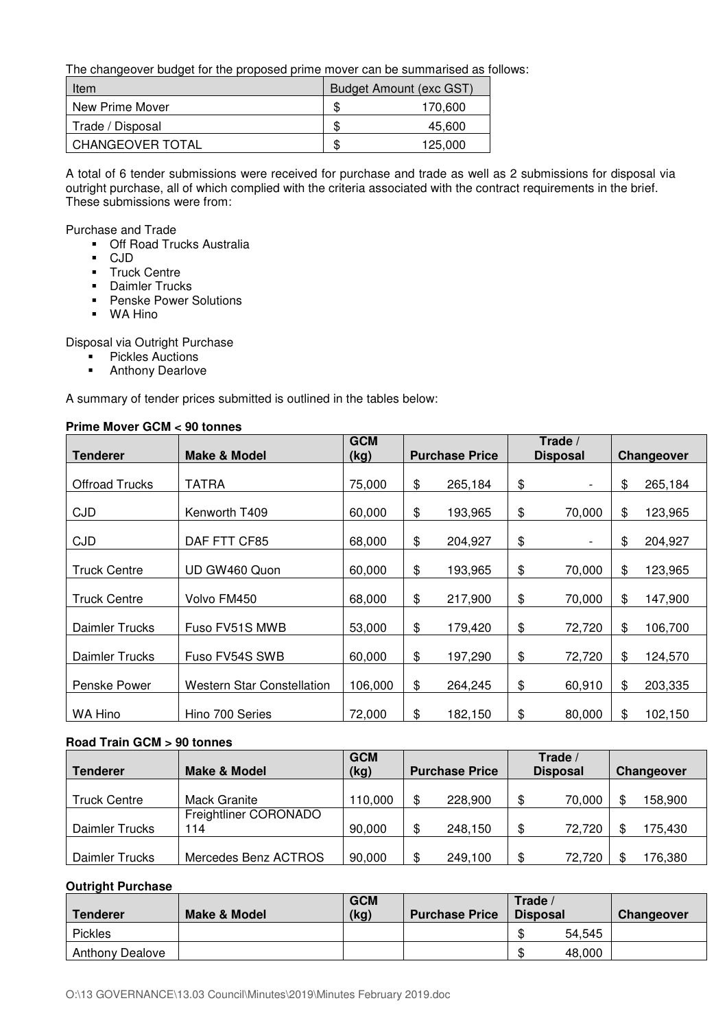The changeover budget for the proposed prime mover can be summarised as follows:

| Item | Budget Amount (exc GST) |
|---|---|
| New Prime Mover | $ 170,600 |
| Trade / Disposal | $ 45,600 |
| CHANGEOVER TOTAL | $ 125,000 |

A total of 6 tender submissions were received for purchase and trade as well as 2 submissions for disposal via outright purchase, all of which complied with the criteria associated with the contract requirements in the brief. These submissions were from:

Purchase and Trade

- Off Road Trucks Australia
- CJD
- Truck Centre
- Daimler Trucks
- Penske Power Solutions
- WA Hino

Disposal via Outright Purchase

- Pickles Auctions
- Anthony Dearlove

A summary of tender prices submitted is outlined in the tables below:

**Prime Mover GCM < 90 tonnes**

| Tenderer | Make & Model | GCM (kg) | Purchase Price | Trade / Disposal | Changeover |
|---|---|---|---|---|---|
| Offroad Trucks | TATRA | 75,000 | $ 265,184 | $ - | $ 265,184 |
| CJD | Kenworth T409 | 60,000 | $ 193,965 | $ 70,000 | $ 123,965 |
| CJD | DAF FTT CF85 | 68,000 | $ 204,927 | $ - | $ 204,927 |
| Truck Centre | UD GW460 Quon | 60,000 | $ 193,965 | $ 70,000 | $ 123,965 |
| Truck Centre | Volvo FM450 | 68,000 | $ 217,900 | $ 70,000 | $ 147,900 |
| Daimler Trucks | Fuso FV51S MWB | 53,000 | $ 179,420 | $ 72,720 | $ 106,700 |
| Daimler Trucks | Fuso FV54S SWB | 60,000 | $ 197,290 | $ 72,720 | $ 124,570 |
| Penske Power | Western Star Constellation | 106,000 | $ 264,245 | $ 60,910 | $ 203,335 |
| WA Hino | Hino 700 Series | 72,000 | $ 182,150 | $ 80,000 | $ 102,150 |

**Road Train GCM > 90 tonnes**

| Tenderer | Make & Model | GCM (kg) | Purchase Price | Trade / Disposal | Changeover |
|---|---|---|---|---|---|
| Truck Centre | Mack Granite | 110,000 | $ 228,900 | $ 70,000 | $ 158,900 |
| Daimler Trucks | Freightliner CORONADO 114 | 90,000 | $ 248,150 | $ 72,720 | $ 175,430 |
| Daimler Trucks | Mercedes Benz ACTROS | 90,000 | $ 249,100 | $ 72,720 | $ 176,380 |

**Outright Purchase**

| Tenderer | Make & Model | GCM (kg) | Purchase Price | Trade / Disposal | Changeover |
|---|---|---|---|---|---|
| Pickles | | | | $ 54,545 | |
| Anthony Dealove | | | | $ 48,000 | |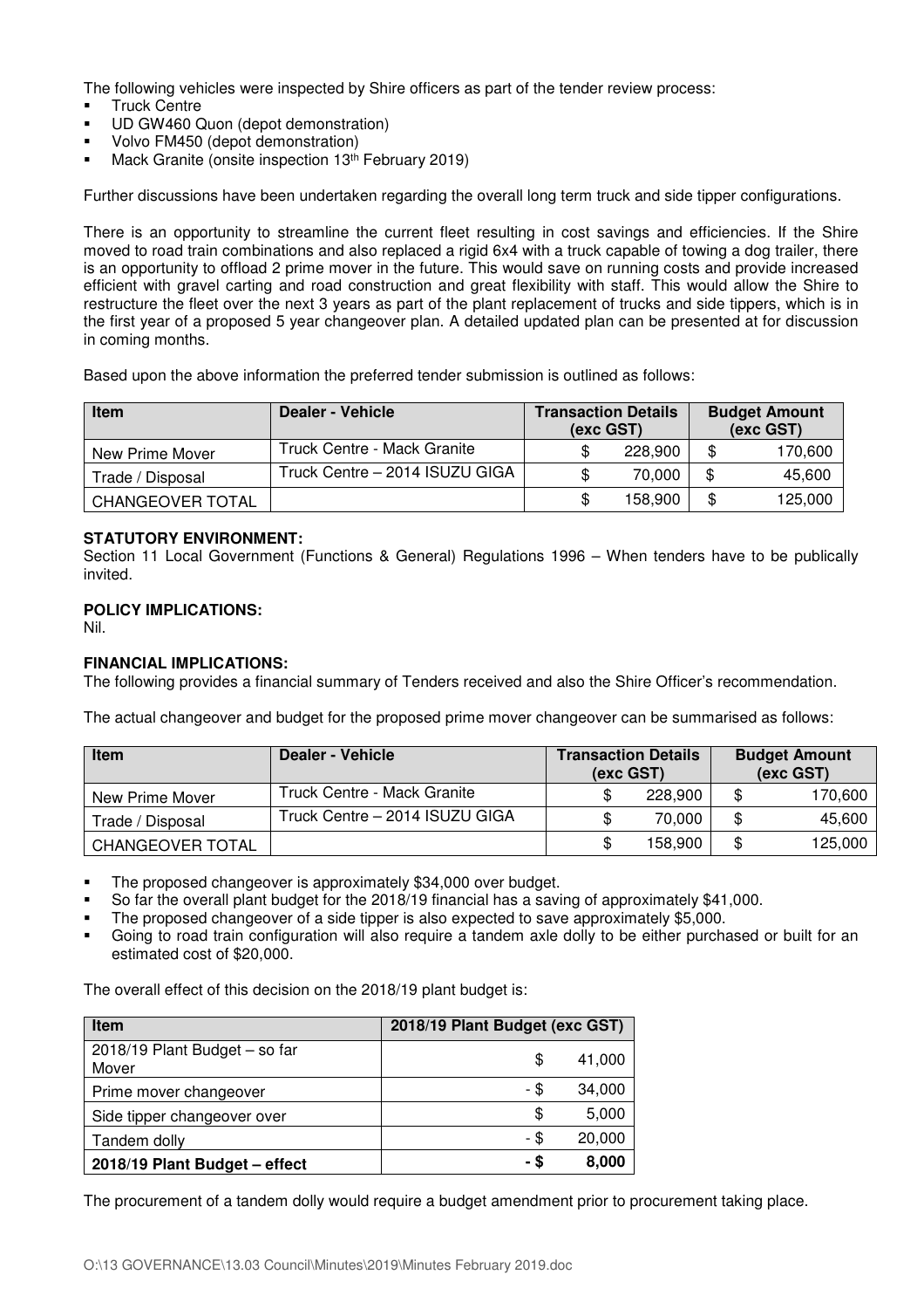The following vehicles were inspected by Shire officers as part of the tender review process:

- Truck Centre
- UD GW460 Quon (depot demonstration)
- Volvo FM450 (depot demonstration)
- Mack Granite (onsite inspection 13th February 2019)

Further discussions have been undertaken regarding the overall long term truck and side tipper configurations.

There is an opportunity to streamline the current fleet resulting in cost savings and efficiencies. If the Shire moved to road train combinations and also replaced a rigid 6x4 with a truck capable of towing a dog trailer, there is an opportunity to offload 2 prime mover in the future. This would save on running costs and provide increased efficient with gravel carting and road construction and great flexibility with staff. This would allow the Shire to restructure the fleet over the next 3 years as part of the plant replacement of trucks and side tippers, which is in the first year of a proposed 5 year changeover plan. A detailed updated plan can be presented at for discussion in coming months.

Based upon the above information the preferred tender submission is outlined as follows:

| Item | Dealer - Vehicle | Transaction Details (exc GST) | Budget Amount (exc GST) |
|---|---|---|---|
| New Prime Mover | Truck Centre - Mack Granite | $ 228,900 | $ 170,600 |
| Trade / Disposal | Truck Centre – 2014 ISUZU GIGA | $ 70,000 | $ 45,600 |
| CHANGEOVER TOTAL | | $ 158,900 | $ 125,000 |

**STATUTORY ENVIRONMENT:**
Section 11 Local Government (Functions & General) Regulations 1996 – When tenders have to be publically invited.

**POLICY IMPLICATIONS:**
Nil.

**FINANCIAL IMPLICATIONS:**
The following provides a financial summary of Tenders received and also the Shire Officer's recommendation.

The actual changeover and budget for the proposed prime mover changeover can be summarised as follows:

| Item | Dealer - Vehicle | Transaction Details (exc GST) | Budget Amount (exc GST) |
|---|---|---|---|
| New Prime Mover | Truck Centre - Mack Granite | $ 228,900 | $ 170,600 |
| Trade / Disposal | Truck Centre – 2014 ISUZU GIGA | $ 70,000 | $ 45,600 |
| CHANGEOVER TOTAL | | $ 158,900 | $ 125,000 |

- The proposed changeover is approximately $34,000 over budget.
- So far the overall plant budget for the 2018/19 financial has a saving of approximately $41,000.
- The proposed changeover of a side tipper is also expected to save approximately $5,000.
- Going to road train configuration will also require a tandem axle dolly to be either purchased or built for an estimated cost of $20,000.

The overall effect of this decision on the 2018/19 plant budget is:

| Item | 2018/19 Plant Budget (exc GST) |
|---|---|
| 2018/19 Plant Budget – so far Mover | $ 41,000 |
| Prime mover changeover | - $ 34,000 |
| Side tipper changeover over | $ 5,000 |
| Tandem dolly | - $ 20,000 |
| **2018/19 Plant Budget – effect** | **- $ 8,000** |

The procurement of a tandem dolly would require a budget amendment prior to procurement taking place.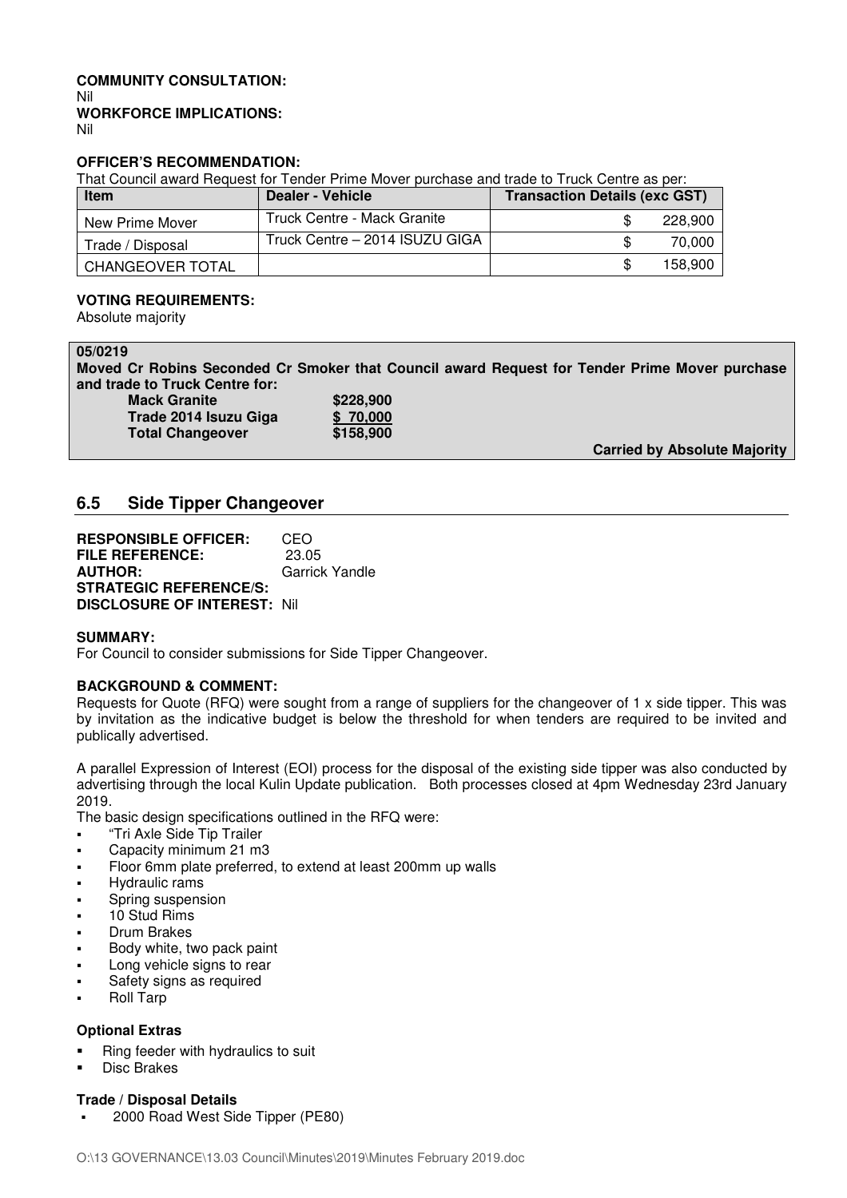**COMMUNITY CONSULTATION:**
Nil
**WORKFORCE IMPLICATIONS:**
Nil

**OFFICER'S RECOMMENDATION:**
That Council award Request for Tender Prime Mover purchase and trade to Truck Centre as per:

| Item | Dealer - Vehicle | Transaction Details (exc GST) |
|---|---|---|
| New Prime Mover | Truck Centre - Mack Granite | $ 228,900 |
| Trade / Disposal | Truck Centre – 2014 ISUZU GIGA | $ 70,000 |
| CHANGEOVER TOTAL | | $ 158,900 |

**VOTING REQUIREMENTS:**
Absolute majority

**05/0219**
**Moved Cr Robins Seconded Cr Smoker that Council award Request for Tender Prime Mover purchase and trade to Truck Centre for:**

| | |
|---|---|
| **Mack Granite** | **$228,900** |
| **Trade 2014 Isuzu Giga** | **$ 70,000** |
| **Total Changeover** | **$158,900** |

**Carried by Absolute Majority**

## 6.5 Side Tipper Changeover

**RESPONSIBLE OFFICER:** CEO
**FILE REFERENCE:** 23.05
**AUTHOR:** Garrick Yandle
**STRATEGIC REFERENCE/S:**
**DISCLOSURE OF INTEREST:** Nil

**SUMMARY:**
For Council to consider submissions for Side Tipper Changeover.

**BACKGROUND & COMMENT:**
Requests for Quote (RFQ) were sought from a range of suppliers for the changeover of 1 x side tipper. This was by invitation as the indicative budget is below the threshold for when tenders are required to be invited and publically advertised.

A parallel Expression of Interest (EOI) process for the disposal of the existing side tipper was also conducted by advertising through the local Kulin Update publication. Both processes closed at 4pm Wednesday 23rd January 2019.

The basic design specifications outlined in the RFQ were:

- "Tri Axle Side Tip Trailer
- Capacity minimum 21 m3
- Floor 6mm plate preferred, to extend at least 200mm up walls
- Hydraulic rams
- Spring suspension
- 10 Stud Rims
- Drum Brakes
- Body white, two pack paint
- Long vehicle signs to rear
- Safety signs as required
- Roll Tarp

**Optional Extras**

- Ring feeder with hydraulics to suit
- Disc Brakes

**Trade / Disposal Details**

- 2000 Road West Side Tipper (PE80)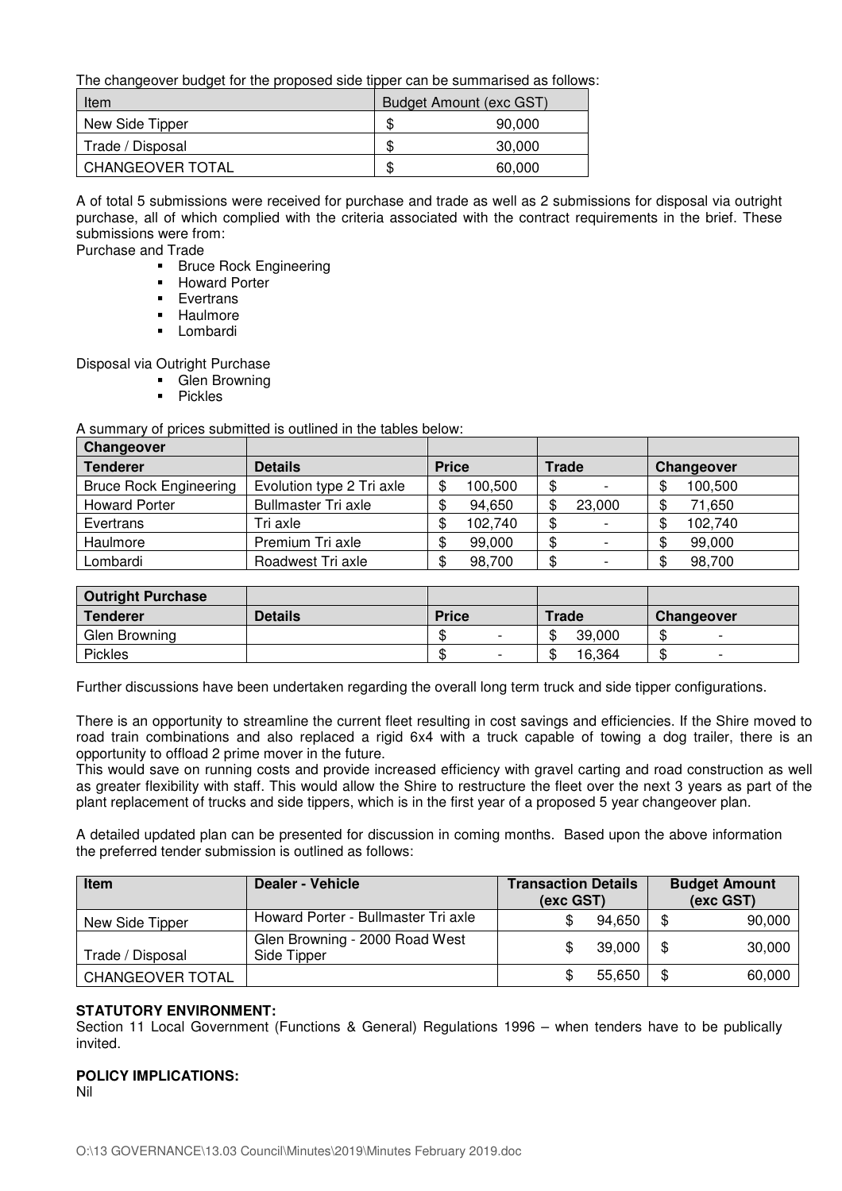The changeover budget for the proposed side tipper can be summarised as follows:

| Item | Budget Amount (exc GST) |
|---|---|
| New Side Tipper | $ 90,000 |
| Trade / Disposal | $ 30,000 |
| CHANGEOVER TOTAL | $ 60,000 |

A of total 5 submissions were received for purchase and trade as well as 2 submissions for disposal via outright purchase, all of which complied with the criteria associated with the contract requirements in the brief. These submissions were from:

Purchase and Trade

- Bruce Rock Engineering
- Howard Porter
- Evertrans
- Haulmore
- Lombardi

Disposal via Outright Purchase

- Glen Browning
- Pickles

A summary of prices submitted is outlined in the tables below:

| Changeover | | | | |
|---|---|---|---|---|
| **Tenderer** | **Details** | **Price** | **Trade** | **Changeover** |
| Bruce Rock Engineering | Evolution type 2 Tri axle | $ 100,500 | $ - | $ 100,500 |
| Howard Porter | Bullmaster Tri axle | $ 94,650 | $ 23,000 | $ 71,650 |
| Evertrans | Tri axle | $ 102,740 | $ - | $ 102,740 |
| Haulmore | Premium Tri axle | $ 99,000 | $ - | $ 99,000 |
| Lombardi | Roadwest Tri axle | $ 98,700 | $ - | $ 98,700 |

| Outright Purchase | | | | |
|---|---|---|---|---|
| **Tenderer** | **Details** | **Price** | **Trade** | **Changeover** |
| Glen Browning | | $ - | $ 39,000 | $ - |
| Pickles | | $ - | $ 16,364 | $ - |

Further discussions have been undertaken regarding the overall long term truck and side tipper configurations.

There is an opportunity to streamline the current fleet resulting in cost savings and efficiencies. If the Shire moved to road train combinations and also replaced a rigid 6x4 with a truck capable of towing a dog trailer, there is an opportunity to offload 2 prime mover in the future.

This would save on running costs and provide increased efficiency with gravel carting and road construction as well as greater flexibility with staff. This would allow the Shire to restructure the fleet over the next 3 years as part of the plant replacement of trucks and side tippers, which is in the first year of a proposed 5 year changeover plan.

A detailed updated plan can be presented for discussion in coming months. Based upon the above information the preferred tender submission is outlined as follows:

| Item | Dealer - Vehicle | Transaction Details (exc GST) | Budget Amount (exc GST) |
|---|---|---|---|
| New Side Tipper | Howard Porter - Bullmaster Tri axle | $ 94,650 | $ 90,000 |
| Trade / Disposal | Glen Browning - 2000 Road West Side Tipper | $ 39,000 | $ 30,000 |
| CHANGEOVER TOTAL | | $ 55,650 | $ 60,000 |

**STATUTORY ENVIRONMENT:**

Section 11 Local Government (Functions & General) Regulations 1996 – when tenders have to be publically invited.

**POLICY IMPLICATIONS:**

Nil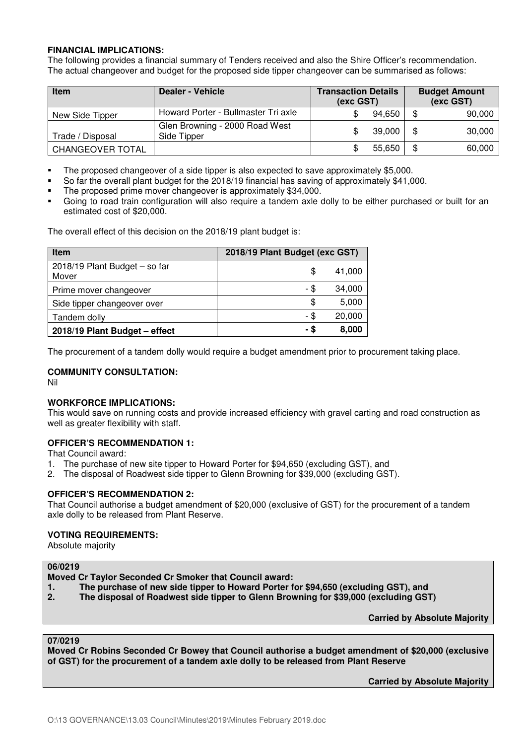**FINANCIAL IMPLICATIONS:**
The following provides a financial summary of Tenders received and also the Shire Officer's recommendation. The actual changeover and budget for the proposed side tipper changeover can be summarised as follows:

| Item | Dealer - Vehicle | Transaction Details (exc GST) | Budget Amount (exc GST) |
|---|---|---|---|
| New Side Tipper | Howard Porter - Bullmaster Tri axle | $ 94,650 | $ 90,000 |
| Trade / Disposal | Glen Browning - 2000 Road West Side Tipper | $ 39,000 | $ 30,000 |
| CHANGEOVER TOTAL | | $ 55,650 | $ 60,000 |

- The proposed changeover of a side tipper is also expected to save approximately $5,000.
- So far the overall plant budget for the 2018/19 financial has saving of approximately $41,000.
- The proposed prime mover changeover is approximately $34,000.
- Going to road train configuration will also require a tandem axle dolly to be either purchased or built for an estimated cost of $20,000.

The overall effect of this decision on the 2018/19 plant budget is:

| Item | 2018/19 Plant Budget (exc GST) |
|---|---|
| 2018/19 Plant Budget – so far Mover | $ 41,000 |
| Prime mover changeover | - $ 34,000 |
| Side tipper changeover over | $ 5,000 |
| Tandem dolly | - $ 20,000 |
| **2018/19 Plant Budget – effect** | **- $ 8,000** |

The procurement of a tandem dolly would require a budget amendment prior to procurement taking place.

**COMMUNITY CONSULTATION:**
Nil

**WORKFORCE IMPLICATIONS:**
This would save on running costs and provide increased efficiency with gravel carting and road construction as well as greater flexibility with staff.

**OFFICER'S RECOMMENDATION 1:**
That Council award:
1. The purchase of new site tipper to Howard Porter for $94,650 (excluding GST), and
2. The disposal of Roadwest side tipper to Glenn Browning for $39,000 (excluding GST).

**OFFICER'S RECOMMENDATION 2:**
That Council authorise a budget amendment of $20,000 (exclusive of GST) for the procurement of a tandem axle dolly to be released from Plant Reserve.

**VOTING REQUIREMENTS:**
Absolute majority

**06/0219**
**Moved Cr Taylor Seconded Cr Smoker that Council award:**
1. **The purchase of new side tipper to Howard Porter for $94,650 (excluding GST), and**
2. **The disposal of Roadwest side tipper to Glenn Browning for $39,000 (excluding GST)**

**Carried by Absolute Majority**

**07/0219**
**Moved Cr Robins Seconded Cr Bowey that Council authorise a budget amendment of $20,000 (exclusive of GST) for the procurement of a tandem axle dolly to be released from Plant Reserve**

**Carried by Absolute Majority**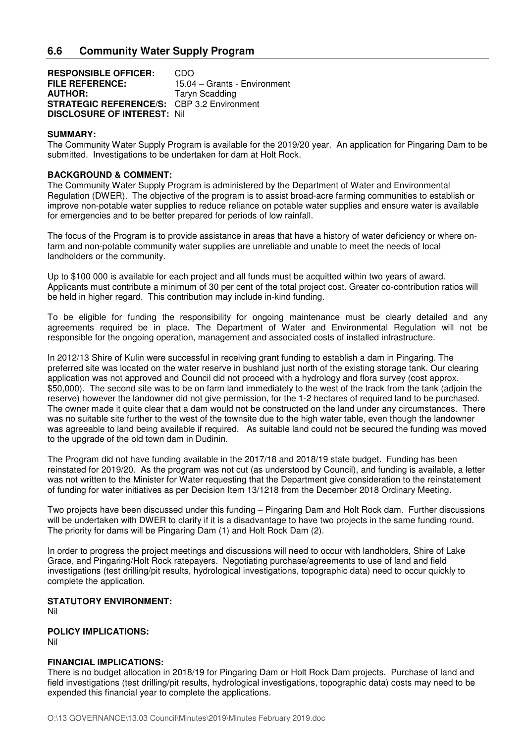## 6.6 Community Water Supply Program

**RESPONSIBLE OFFICER:** CDO
**FILE REFERENCE:** 15.04 – Grants - Environment
**AUTHOR:** Taryn Scadding
**STRATEGIC REFERENCE/S:** CBP 3.2 Environment
**DISCLOSURE OF INTEREST:** Nil

**SUMMARY:**
The Community Water Supply Program is available for the 2019/20 year. An application for Pingaring Dam to be submitted. Investigations to be undertaken for dam at Holt Rock.

**BACKGROUND & COMMENT:**
The Community Water Supply Program is administered by the Department of Water and Environmental Regulation (DWER). The objective of the program is to assist broad-acre farming communities to establish or improve non-potable water supplies to reduce reliance on potable water supplies and ensure water is available for emergencies and to be better prepared for periods of low rainfall.

The focus of the Program is to provide assistance in areas that have a history of water deficiency or where on-farm and non-potable community water supplies are unreliable and unable to meet the needs of local landholders or the community.

Up to $100 000 is available for each project and all funds must be acquitted within two years of award. Applicants must contribute a minimum of 30 per cent of the total project cost. Greater co-contribution ratios will be held in higher regard. This contribution may include in-kind funding.

To be eligible for funding the responsibility for ongoing maintenance must be clearly detailed and any agreements required be in place. The Department of Water and Environmental Regulation will not be responsible for the ongoing operation, management and associated costs of installed infrastructure.

In 2012/13 Shire of Kulin were successful in receiving grant funding to establish a dam in Pingaring. The preferred site was located on the water reserve in bushland just north of the existing storage tank. Our clearing application was not approved and Council did not proceed with a hydrology and flora survey (cost approx. $50,000). The second site was to be on farm land immediately to the west of the track from the tank (adjoin the reserve) however the landowner did not give permission, for the 1-2 hectares of required land to be purchased. The owner made it quite clear that a dam would not be constructed on the land under any circumstances. There was no suitable site further to the west of the townsite due to the high water table, even though the landowner was agreeable to land being available if required. As suitable land could not be secured the funding was moved to the upgrade of the old town dam in Dudinin.

The Program did not have funding available in the 2017/18 and 2018/19 state budget. Funding has been reinstated for 2019/20. As the program was not cut (as understood by Council), and funding is available, a letter was not written to the Minister for Water requesting that the Department give consideration to the reinstatement of funding for water initiatives as per Decision Item 13/1218 from the December 2018 Ordinary Meeting.

Two projects have been discussed under this funding – Pingaring Dam and Holt Rock dam. Further discussions will be undertaken with DWER to clarify if it is a disadvantage to have two projects in the same funding round. The priority for dams will be Pingaring Dam (1) and Holt Rock Dam (2).

In order to progress the project meetings and discussions will need to occur with landholders, Shire of Lake Grace, and Pingaring/Holt Rock ratepayers. Negotiating purchase/agreements to use of land and field investigations (test drilling/pit results, hydrological investigations, topographic data) need to occur quickly to complete the application.

**STATUTORY ENVIRONMENT:**
Nil

**POLICY IMPLICATIONS:**
Nil

**FINANCIAL IMPLICATIONS:**
There is no budget allocation in 2018/19 for Pingaring Dam or Holt Rock Dam projects. Purchase of land and field investigations (test drilling/pit results, hydrological investigations, topographic data) costs may need to be expended this financial year to complete the applications.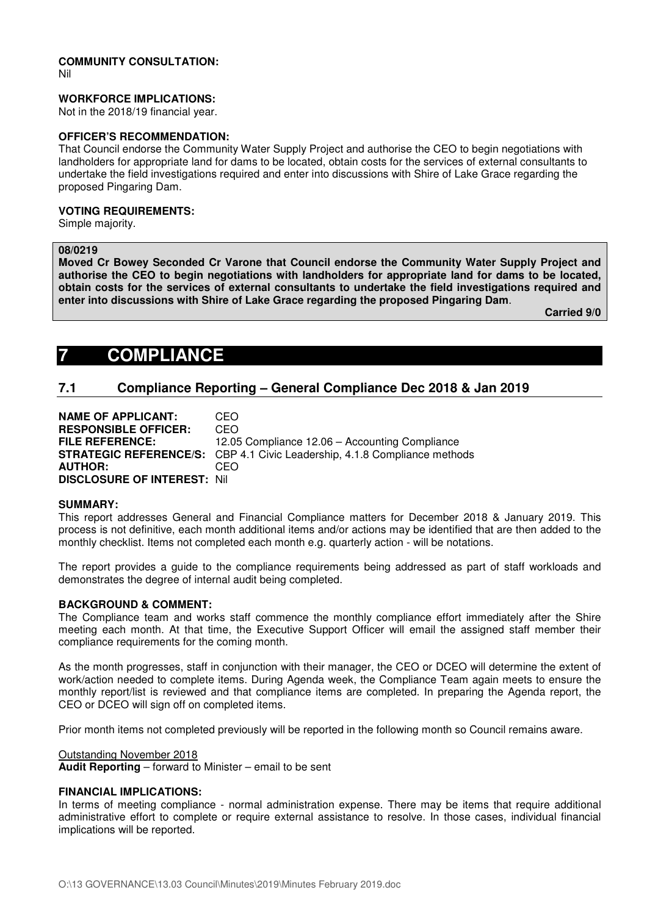**COMMUNITY CONSULTATION:**
Nil

**WORKFORCE IMPLICATIONS:**
Not in the 2018/19 financial year.

**OFFICER'S RECOMMENDATION:**
That Council endorse the Community Water Supply Project and authorise the CEO to begin negotiations with landholders for appropriate land for dams to be located, obtain costs for the services of external consultants to undertake the field investigations required and enter into discussions with Shire of Lake Grace regarding the proposed Pingaring Dam.

**VOTING REQUIREMENTS:**
Simple majority.

**08/0219**
**Moved Cr Bowey Seconded Cr Varone that Council endorse the Community Water Supply Project and authorise the CEO to begin negotiations with landholders for appropriate land for dams to be located, obtain costs for the services of external consultants to undertake the field investigations required and enter into discussions with Shire of Lake Grace regarding the proposed Pingaring Dam.**

**Carried 9/0**

# 7 COMPLIANCE

## 7.1 Compliance Reporting – General Compliance Dec 2018 & Jan 2019

**NAME OF APPLICANT:** CEO
**RESPONSIBLE OFFICER:** CEO
**FILE REFERENCE:** 12.05 Compliance 12.06 – Accounting Compliance
**STRATEGIC REFERENCE/S:** CBP 4.1 Civic Leadership, 4.1.8 Compliance methods
**AUTHOR:** CEO
**DISCLOSURE OF INTEREST:** Nil

**SUMMARY:**
This report addresses General and Financial Compliance matters for December 2018 & January 2019. This process is not definitive, each month additional items and/or actions may be identified that are then added to the monthly checklist. Items not completed each month e.g. quarterly action - will be notations.

The report provides a guide to the compliance requirements being addressed as part of staff workloads and demonstrates the degree of internal audit being completed.

**BACKGROUND & COMMENT:**
The Compliance team and works staff commence the monthly compliance effort immediately after the Shire meeting each month. At that time, the Executive Support Officer will email the assigned staff member their compliance requirements for the coming month.

As the month progresses, staff in conjunction with their manager, the CEO or DCEO will determine the extent of work/action needed to complete items. During Agenda week, the Compliance Team again meets to ensure the monthly report/list is reviewed and that compliance items are completed. In preparing the Agenda report, the CEO or DCEO will sign off on completed items.

Prior month items not completed previously will be reported in the following month so Council remains aware.

Outstanding November 2018
**Audit Reporting** – forward to Minister – email to be sent

**FINANCIAL IMPLICATIONS:**
In terms of meeting compliance - normal administration expense. There may be items that require additional administrative effort to complete or require external assistance to resolve. In those cases, individual financial implications will be reported.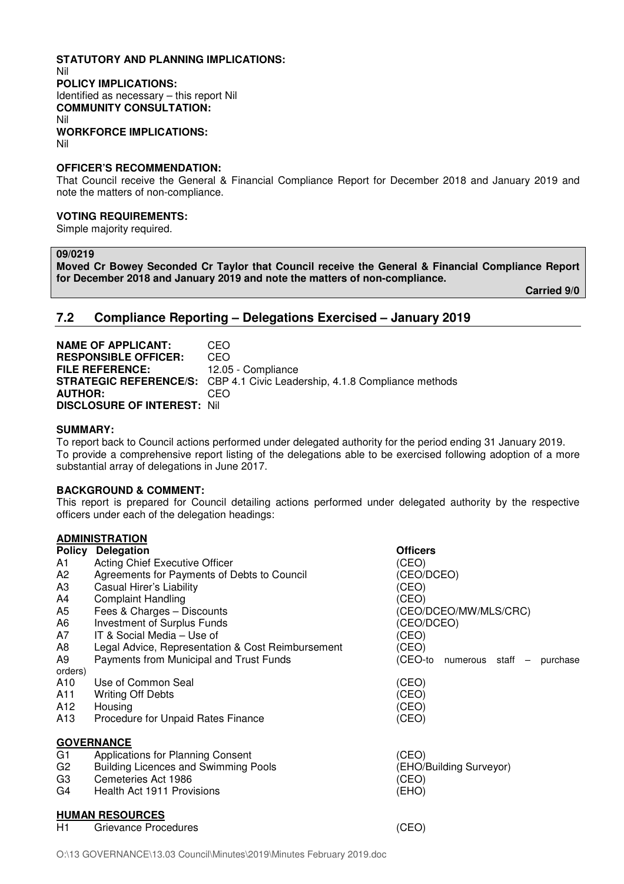**STATUTORY AND PLANNING IMPLICATIONS:**
Nil
**POLICY IMPLICATIONS:**
Identified as necessary – this report Nil
**COMMUNITY CONSULTATION:**
Nil
**WORKFORCE IMPLICATIONS:**
Nil

**OFFICER'S RECOMMENDATION:**
That Council receive the General & Financial Compliance Report for December 2018 and January 2019 and note the matters of non-compliance.

**VOTING REQUIREMENTS:**
Simple majority required.

**09/0219**
**Moved Cr Bowey Seconded Cr Taylor that Council receive the General & Financial Compliance Report for December 2018 and January 2019 and note the matters of non-compliance.**
**Carried 9/0**

## 7.2 Compliance Reporting – Delegations Exercised – January 2019

**NAME OF APPLICANT:** CEO
**RESPONSIBLE OFFICER:** CEO
**FILE REFERENCE:** 12.05 - Compliance
**STRATEGIC REFERENCE/S:** CBP 4.1 Civic Leadership, 4.1.8 Compliance methods
**AUTHOR:** CEO
**DISCLOSURE OF INTEREST:** Nil

**SUMMARY:**
To report back to Council actions performed under delegated authority for the period ending 31 January 2019.
To provide a comprehensive report listing of the delegations able to be exercised following adoption of a more substantial array of delegations in June 2017.

**BACKGROUND & COMMENT:**
This report is prepared for Council detailing actions performed under delegated authority by the respective officers under each of the delegation headings:

**ADMINISTRATION**

| Policy | Delegation | Officers |
|---|---|---|
| A1 | Acting Chief Executive Officer | (CEO) |
| A2 | Agreements for Payments of Debts to Council | (CEO/DCEO) |
| A3 | Casual Hirer's Liability | (CEO) |
| A4 | Complaint Handling | (CEO) |
| A5 | Fees & Charges – Discounts | (CEO/DCEO/MW/MLS/CRC) |
| A6 | Investment of Surplus Funds | (CEO/DCEO) |
| A7 | IT & Social Media – Use of | (CEO) |
| A8 | Legal Advice, Representation & Cost Reimbursement | (CEO) |
| A9 | Payments from Municipal and Trust Funds | (CEO-to numerous staff – purchase orders) |
| A10 | Use of Common Seal | (CEO) |
| A11 | Writing Off Debts | (CEO) |
| A12 | Housing | (CEO) |
| A13 | Procedure for Unpaid Rates Finance | (CEO) |

**GOVERNANCE**

| Policy | Delegation | Officers |
|---|---|---|
| G1 | Applications for Planning Consent | (CEO) |
| G2 | Building Licences and Swimming Pools | (EHO/Building Surveyor) |
| G3 | Cemeteries Act 1986 | (CEO) |
| G4 | Health Act 1911 Provisions | (EHO) |

**HUMAN RESOURCES**

| Policy | Delegation | Officers |
|---|---|---|
| H1 | Grievance Procedures | (CEO) |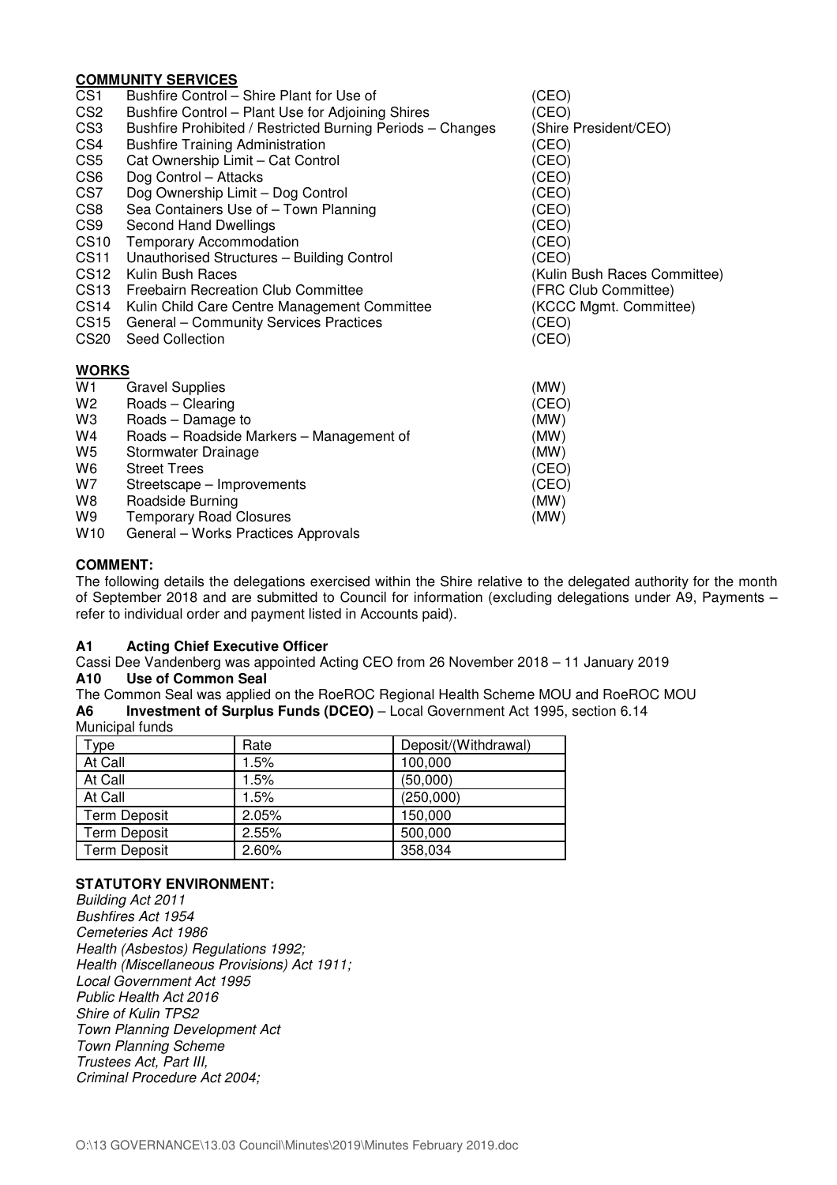**COMMUNITY SERVICES**

| | | |
|---|---|---|
| CS1 | Bushfire Control – Shire Plant for Use of | (CEO) |
| CS2 | Bushfire Control – Plant Use for Adjoining Shires | (CEO) |
| CS3 | Bushfire Prohibited / Restricted Burning Periods – Changes | (Shire President/CEO) |
| CS4 | Bushfire Training Administration | (CEO) |
| CS5 | Cat Ownership Limit – Cat Control | (CEO) |
| CS6 | Dog Control – Attacks | (CEO) |
| CS7 | Dog Ownership Limit – Dog Control | (CEO) |
| CS8 | Sea Containers Use of – Town Planning | (CEO) |
| CS9 | Second Hand Dwellings | (CEO) |
| CS10 | Temporary Accommodation | (CEO) |
| CS11 | Unauthorised Structures – Building Control | (CEO) |
| CS12 | Kulin Bush Races | (Kulin Bush Races Committee) |
| CS13 | Freebairn Recreation Club Committee | (FRC Club Committee) |
| CS14 | Kulin Child Care Centre Management Committee | (KCCC Mgmt. Committee) |
| CS15 | General – Community Services Practices | (CEO) |
| CS20 | Seed Collection | (CEO) |

**WORKS**

| | | |
|---|---|---|
| W1 | Gravel Supplies | (MW) |
| W2 | Roads – Clearing | (CEO) |
| W3 | Roads – Damage to | (MW) |
| W4 | Roads – Roadside Markers – Management of | (MW) |
| W5 | Stormwater Drainage | (MW) |
| W6 | Street Trees | (CEO) |
| W7 | Streetscape – Improvements | (CEO) |
| W8 | Roadside Burning | (MW) |
| W9 | Temporary Road Closures | (MW) |
| W10 | General – Works Practices Approvals | |

**COMMENT:**

The following details the delegations exercised within the Shire relative to the delegated authority for the month of September 2018 and are submitted to Council for information (excluding delegations under A9, Payments – refer to individual order and payment listed in Accounts paid).

**A1 Acting Chief Executive Officer**

Cassi Dee Vandenberg was appointed Acting CEO from 26 November 2018 – 11 January 2019

**A10 Use of Common Seal**

The Common Seal was applied on the RoeROC Regional Health Scheme MOU and RoeROC MOU

**A6 Investment of Surplus Funds (DCEO)** – Local Government Act 1995, section 6.14

Municipal funds

| Type | Rate | Deposit/(Withdrawal) |
|---|---|---|
| At Call | 1.5% | 100,000 |
| At Call | 1.5% | (50,000) |
| At Call | 1.5% | (250,000) |
| Term Deposit | 2.05% | 150,000 |
| Term Deposit | 2.55% | 500,000 |
| Term Deposit | 2.60% | 358,034 |

**STATUTORY ENVIRONMENT:**

*Building Act 2011*
*Bushfires Act 1954*
*Cemeteries Act 1986*
*Health (Asbestos) Regulations 1992;*
*Health (Miscellaneous Provisions) Act 1911;*
*Local Government Act 1995*
*Public Health Act 2016*
*Shire of Kulin TPS2*
*Town Planning Development Act*
*Town Planning Scheme*
*Trustees Act, Part III,*
*Criminal Procedure Act 2004;*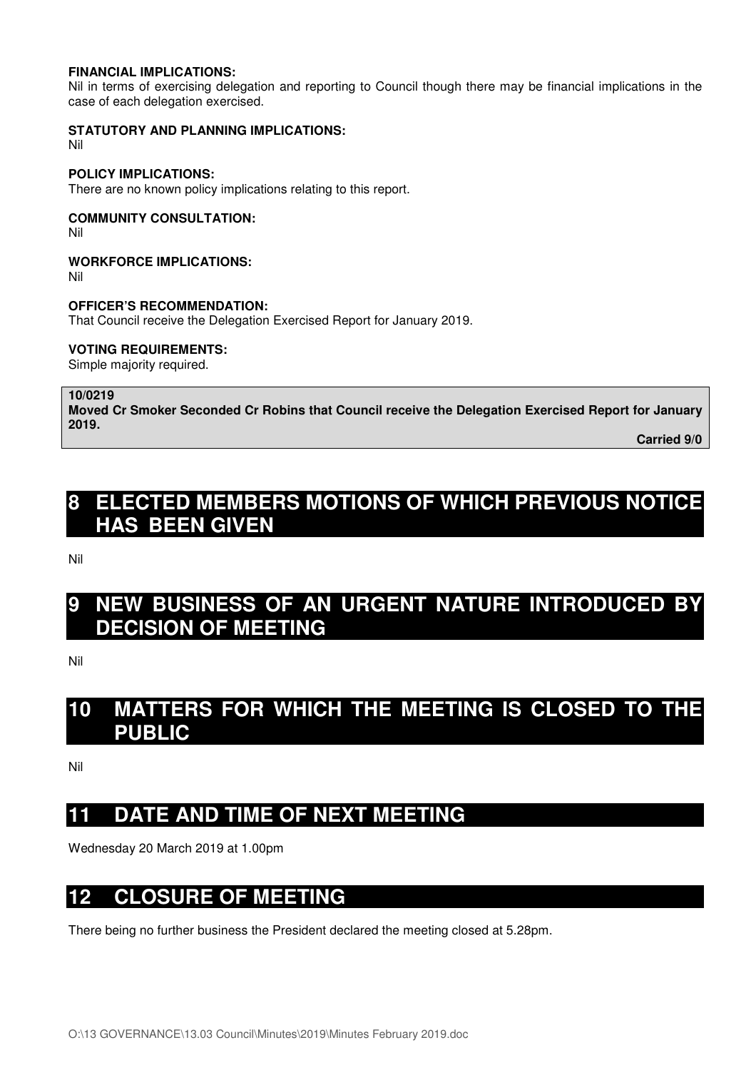**FINANCIAL IMPLICATIONS:**
Nil in terms of exercising delegation and reporting to Council though there may be financial implications in the case of each delegation exercised.

**STATUTORY AND PLANNING IMPLICATIONS:**
Nil

**POLICY IMPLICATIONS:**
There are no known policy implications relating to this report.

**COMMUNITY CONSULTATION:**
Nil

**WORKFORCE IMPLICATIONS:**
Nil

**OFFICER'S RECOMMENDATION:**
That Council receive the Delegation Exercised Report for January 2019.

**VOTING REQUIREMENTS:**
Simple majority required.

**10/0219**
**Moved Cr Smoker Seconded Cr Robins that Council receive the Delegation Exercised Report for January 2019.**

**Carried 9/0**

# 8 ELECTED MEMBERS MOTIONS OF WHICH PREVIOUS NOTICE HAS BEEN GIVEN

Nil

# 9 NEW BUSINESS OF AN URGENT NATURE INTRODUCED BY DECISION OF MEETING

Nil

# 10 MATTERS FOR WHICH THE MEETING IS CLOSED TO THE PUBLIC

Nil

# 11 DATE AND TIME OF NEXT MEETING

Wednesday 20 March 2019 at 1.00pm

# 12 CLOSURE OF MEETING

There being no further business the President declared the meeting closed at 5.28pm.